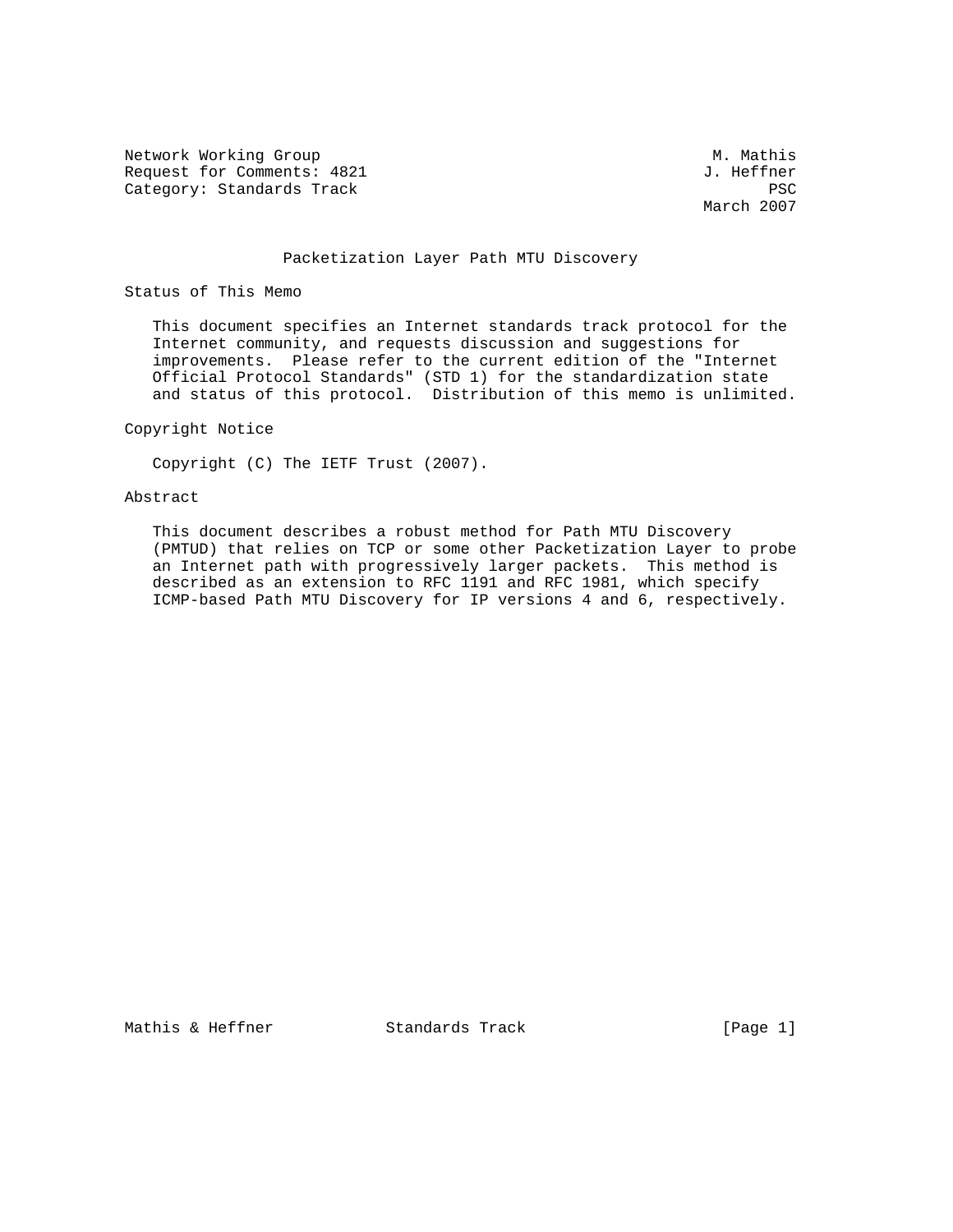Network Working Group M. Mathis
Request for Comments: 4821 J. Heffner
Category: Standards Track PSC
March 2007

# Packetization Layer Path MTU Discovery

## Status of This Memo

This document specifies an Internet standards track protocol for the Internet community, and requests discussion and suggestions for improvements. Please refer to the current edition of the "Internet Official Protocol Standards" (STD 1) for the standardization state and status of this protocol. Distribution of this memo is unlimited.

## Copyright Notice

Copyright (C) The IETF Trust (2007).

## Abstract

This document describes a robust method for Path MTU Discovery (PMTUD) that relies on TCP or some other Packetization Layer to probe an Internet path with progressively larger packets. This method is described as an extension to RFC 1191 and RFC 1981, which specify ICMP-based Path MTU Discovery for IP versions 4 and 6, respectively.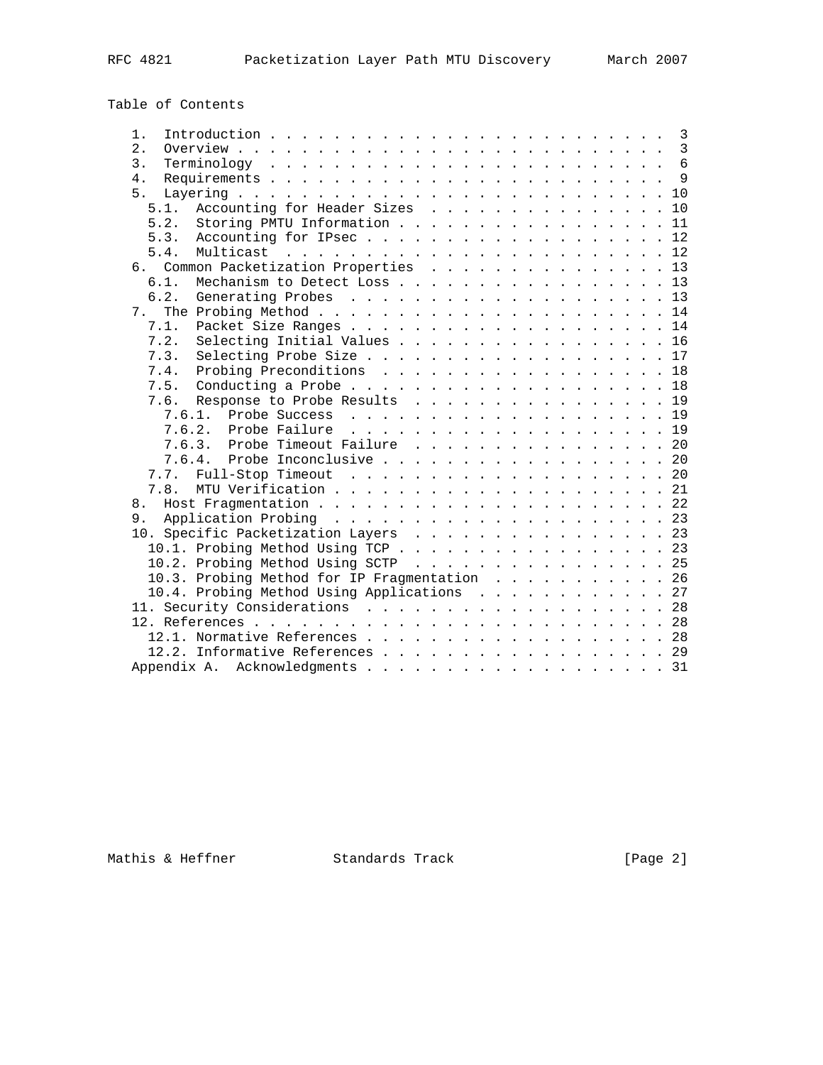Table of Contents

```
   1.  Introduction . . . . . . . . . . . . . . . . . . . . . . . . . 3
   2.  Overview . . . . . . . . . . . . . . . . . . . . . . . . . . . 3
   3.  Terminology  . . . . . . . . . . . . . . . . . . . . . . . . . 6
   4.  Requirements . . . . . . . . . . . . . . . . . . . . . . . . . 9
   5.  Layering . . . . . . . . . . . . . . . . . . . . . . . . . . . 10
     5.1.  Accounting for Header Sizes  . . . . . . . . . . . . . . . 10
     5.2.  Storing PMTU Information . . . . . . . . . . . . . . . . . 11
     5.3.  Accounting for IPsec . . . . . . . . . . . . . . . . . . . 12
     5.4.  Multicast  . . . . . . . . . . . . . . . . . . . . . . . . 12
   6.  Common Packetization Properties  . . . . . . . . . . . . . . . 13
     6.1.  Mechanism to Detect Loss . . . . . . . . . . . . . . . . . 13
     6.2.  Generating Probes  . . . . . . . . . . . . . . . . . . . . 13
   7.  The Probing Method . . . . . . . . . . . . . . . . . . . . . . 14
     7.1.  Packet Size Ranges . . . . . . . . . . . . . . . . . . . . 14
     7.2.  Selecting Initial Values . . . . . . . . . . . . . . . . . 16
     7.3.  Selecting Probe Size . . . . . . . . . . . . . . . . . . . 17
     7.4.  Probing Preconditions  . . . . . . . . . . . . . . . . . . 18
     7.5.  Conducting a Probe . . . . . . . . . . . . . . . . . . . . 18
     7.6.  Response to Probe Results  . . . . . . . . . . . . . . . . 19
       7.6.1.  Probe Success  . . . . . . . . . . . . . . . . . . . . 19
       7.6.2.  Probe Failure  . . . . . . . . . . . . . . . . . . . . 19
       7.6.3.  Probe Timeout Failure  . . . . . . . . . . . . . . . . 20
       7.6.4.  Probe Inconclusive . . . . . . . . . . . . . . . . . . 20
     7.7.  Full-Stop Timeout  . . . . . . . . . . . . . . . . . . . . 20
     7.8.  MTU Verification . . . . . . . . . . . . . . . . . . . . . 21
   8.  Host Fragmentation . . . . . . . . . . . . . . . . . . . . . . 22
   9.  Application Probing  . . . . . . . . . . . . . . . . . . . . . 23
   10. Specific Packetization Layers  . . . . . . . . . . . . . . . . 23
     10.1. Probing Method Using TCP . . . . . . . . . . . . . . . . . 23
     10.2. Probing Method Using SCTP  . . . . . . . . . . . . . . . . 25
     10.3. Probing Method for IP Fragmentation  . . . . . . . . . . . 26
     10.4. Probing Method Using Applications  . . . . . . . . . . . . 27
   11. Security Considerations  . . . . . . . . . . . . . . . . . . . 28
   12. References . . . . . . . . . . . . . . . . . . . . . . . . . . 28
     12.1. Normative References . . . . . . . . . . . . . . . . . . . 28
     12.2. Informative References . . . . . . . . . . . . . . . . . . 29
   Appendix A.  Acknowledgments . . . . . . . . . . . . . . . . . . . 31
```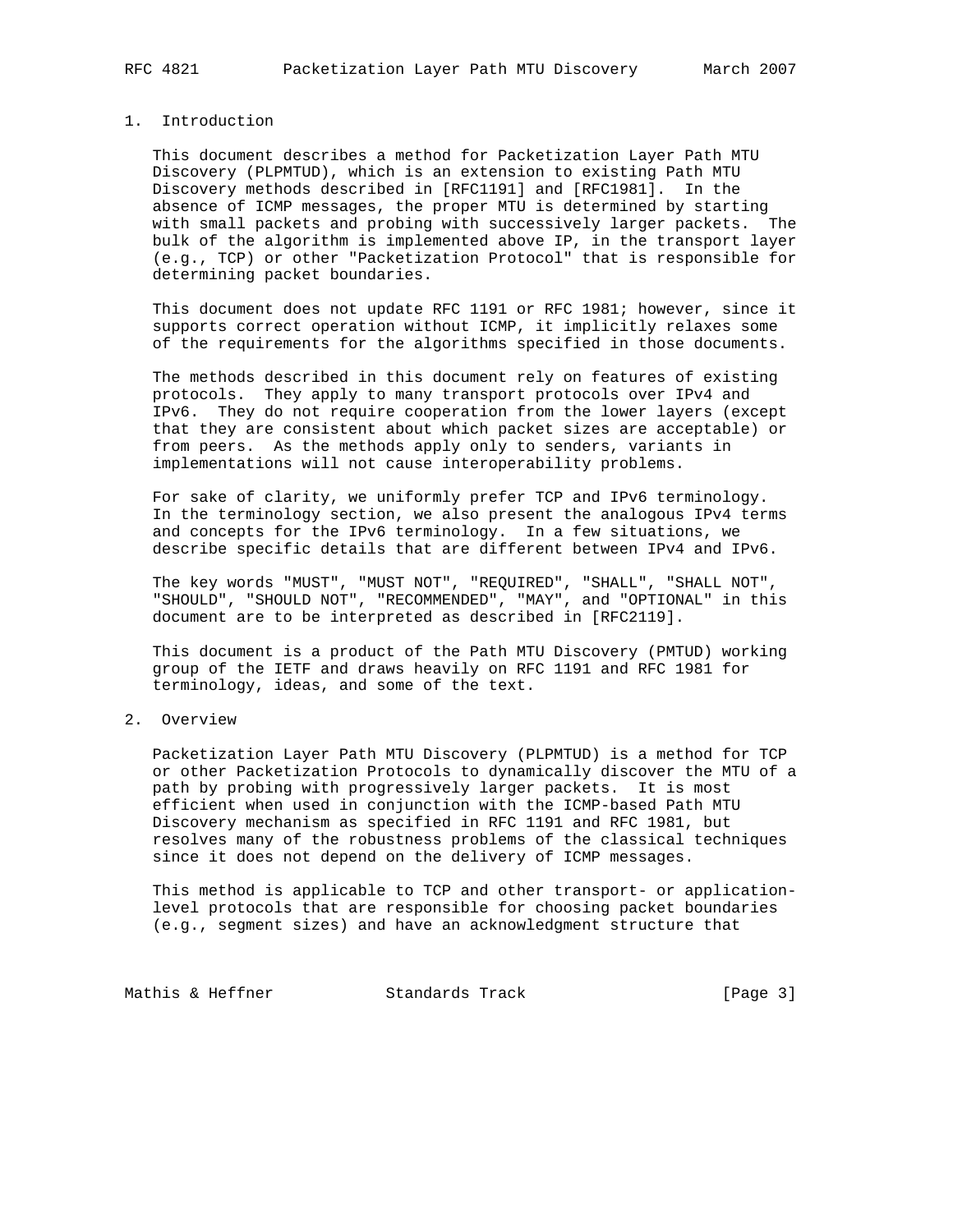## 1. Introduction

This document describes a method for Packetization Layer Path MTU Discovery (PLPMTUD), which is an extension to existing Path MTU Discovery methods described in [RFC1191] and [RFC1981]. In the absence of ICMP messages, the proper MTU is determined by starting with small packets and probing with successively larger packets. The bulk of the algorithm is implemented above IP, in the transport layer (e.g., TCP) or other "Packetization Protocol" that is responsible for determining packet boundaries.

This document does not update RFC 1191 or RFC 1981; however, since it supports correct operation without ICMP, it implicitly relaxes some of the requirements for the algorithms specified in those documents.

The methods described in this document rely on features of existing protocols. They apply to many transport protocols over IPv4 and IPv6. They do not require cooperation from the lower layers (except that they are consistent about which packet sizes are acceptable) or from peers. As the methods apply only to senders, variants in implementations will not cause interoperability problems.

For sake of clarity, we uniformly prefer TCP and IPv6 terminology. In the terminology section, we also present the analogous IPv4 terms and concepts for the IPv6 terminology. In a few situations, we describe specific details that are different between IPv4 and IPv6.

The key words "MUST", "MUST NOT", "REQUIRED", "SHALL", "SHALL NOT", "SHOULD", "SHOULD NOT", "RECOMMENDED", "MAY", and "OPTIONAL" in this document are to be interpreted as described in [RFC2119].

This document is a product of the Path MTU Discovery (PMTUD) working group of the IETF and draws heavily on RFC 1191 and RFC 1981 for terminology, ideas, and some of the text.

## 2. Overview

Packetization Layer Path MTU Discovery (PLPMTUD) is a method for TCP or other Packetization Protocols to dynamically discover the MTU of a path by probing with progressively larger packets. It is most efficient when used in conjunction with the ICMP-based Path MTU Discovery mechanism as specified in RFC 1191 and RFC 1981, but resolves many of the robustness problems of the classical techniques since it does not depend on the delivery of ICMP messages.

This method is applicable to TCP and other transport- or application-level protocols that are responsible for choosing packet boundaries (e.g., segment sizes) and have an acknowledgment structure that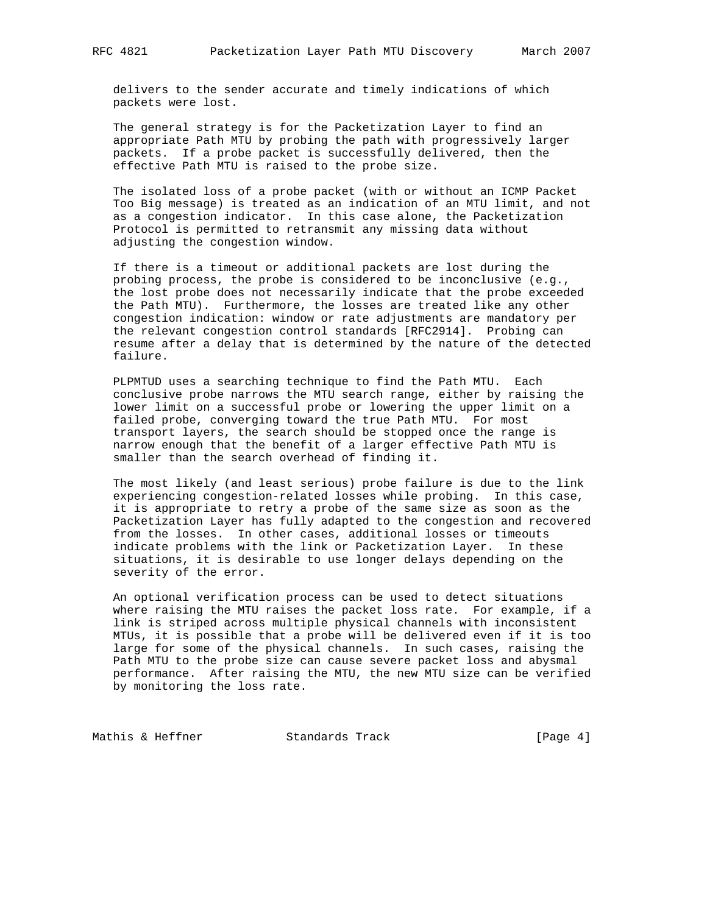delivers to the sender accurate and timely indications of which packets were lost.

The general strategy is for the Packetization Layer to find an appropriate Path MTU by probing the path with progressively larger packets. If a probe packet is successfully delivered, then the effective Path MTU is raised to the probe size.

The isolated loss of a probe packet (with or without an ICMP Packet Too Big message) is treated as an indication of an MTU limit, and not as a congestion indicator. In this case alone, the Packetization Protocol is permitted to retransmit any missing data without adjusting the congestion window.

If there is a timeout or additional packets are lost during the probing process, the probe is considered to be inconclusive (e.g., the lost probe does not necessarily indicate that the probe exceeded the Path MTU). Furthermore, the losses are treated like any other congestion indication: window or rate adjustments are mandatory per the relevant congestion control standards [RFC2914]. Probing can resume after a delay that is determined by the nature of the detected failure.

PLPMTUD uses a searching technique to find the Path MTU. Each conclusive probe narrows the MTU search range, either by raising the lower limit on a successful probe or lowering the upper limit on a failed probe, converging toward the true Path MTU. For most transport layers, the search should be stopped once the range is narrow enough that the benefit of a larger effective Path MTU is smaller than the search overhead of finding it.

The most likely (and least serious) probe failure is due to the link experiencing congestion-related losses while probing. In this case, it is appropriate to retry a probe of the same size as soon as the Packetization Layer has fully adapted to the congestion and recovered from the losses. In other cases, additional losses or timeouts indicate problems with the link or Packetization Layer. In these situations, it is desirable to use longer delays depending on the severity of the error.

An optional verification process can be used to detect situations where raising the MTU raises the packet loss rate. For example, if a link is striped across multiple physical channels with inconsistent MTUs, it is possible that a probe will be delivered even if it is too large for some of the physical channels. In such cases, raising the Path MTU to the probe size can cause severe packet loss and abysmal performance. After raising the MTU, the new MTU size can be verified by monitoring the loss rate.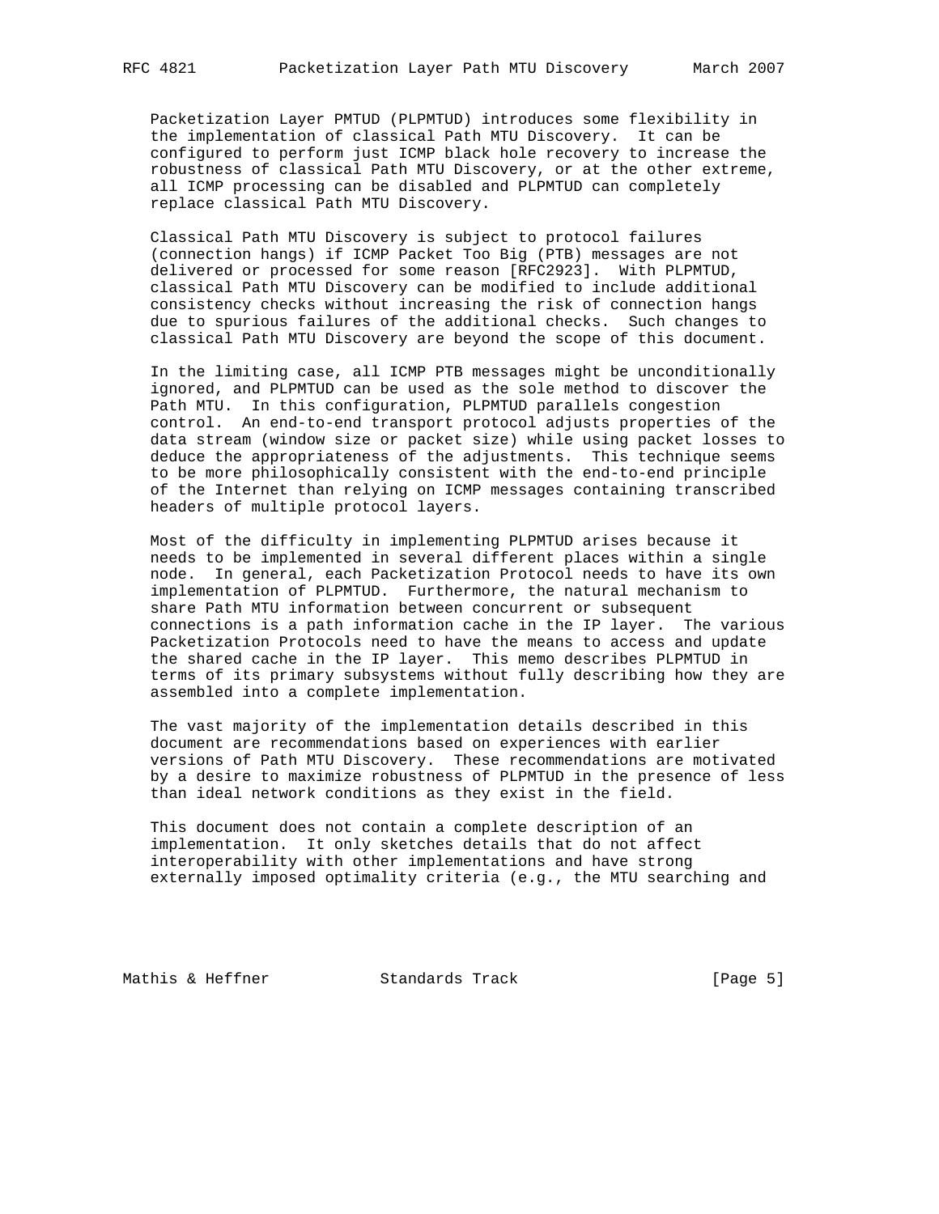Packetization Layer PMTUD (PLPMTUD) introduces some flexibility in the implementation of classical Path MTU Discovery. It can be configured to perform just ICMP black hole recovery to increase the robustness of classical Path MTU Discovery, or at the other extreme, all ICMP processing can be disabled and PLPMTUD can completely replace classical Path MTU Discovery.

Classical Path MTU Discovery is subject to protocol failures (connection hangs) if ICMP Packet Too Big (PTB) messages are not delivered or processed for some reason [RFC2923]. With PLPMTUD, classical Path MTU Discovery can be modified to include additional consistency checks without increasing the risk of connection hangs due to spurious failures of the additional checks. Such changes to classical Path MTU Discovery are beyond the scope of this document.

In the limiting case, all ICMP PTB messages might be unconditionally ignored, and PLPMTUD can be used as the sole method to discover the Path MTU. In this configuration, PLPMTUD parallels congestion control. An end-to-end transport protocol adjusts properties of the data stream (window size or packet size) while using packet losses to deduce the appropriateness of the adjustments. This technique seems to be more philosophically consistent with the end-to-end principle of the Internet than relying on ICMP messages containing transcribed headers of multiple protocol layers.

Most of the difficulty in implementing PLPMTUD arises because it needs to be implemented in several different places within a single node. In general, each Packetization Protocol needs to have its own implementation of PLPMTUD. Furthermore, the natural mechanism to share Path MTU information between concurrent or subsequent connections is a path information cache in the IP layer. The various Packetization Protocols need to have the means to access and update the shared cache in the IP layer. This memo describes PLPMTUD in terms of its primary subsystems without fully describing how they are assembled into a complete implementation.

The vast majority of the implementation details described in this document are recommendations based on experiences with earlier versions of Path MTU Discovery. These recommendations are motivated by a desire to maximize robustness of PLPMTUD in the presence of less than ideal network conditions as they exist in the field.

This document does not contain a complete description of an implementation. It only sketches details that do not affect interoperability with other implementations and have strong externally imposed optimality criteria (e.g., the MTU searching and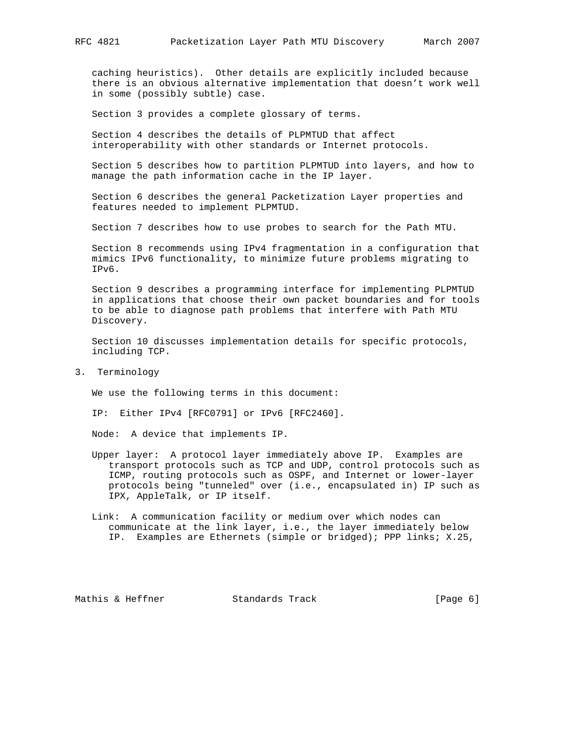caching heuristics). Other details are explicitly included because there is an obvious alternative implementation that doesn't work well in some (possibly subtle) case.

Section 3 provides a complete glossary of terms.

Section 4 describes the details of PLPMTUD that affect interoperability with other standards or Internet protocols.

Section 5 describes how to partition PLPMTUD into layers, and how to manage the path information cache in the IP layer.

Section 6 describes the general Packetization Layer properties and features needed to implement PLPMTUD.

Section 7 describes how to use probes to search for the Path MTU.

Section 8 recommends using IPv4 fragmentation in a configuration that mimics IPv6 functionality, to minimize future problems migrating to IPv6.

Section 9 describes a programming interface for implementing PLPMTUD in applications that choose their own packet boundaries and for tools to be able to diagnose path problems that interfere with Path MTU Discovery.

Section 10 discusses implementation details for specific protocols, including TCP.

## 3. Terminology

We use the following terms in this document:

IP: Either IPv4 [RFC0791] or IPv6 [RFC2460].

Node: A device that implements IP.

Upper layer: A protocol layer immediately above IP. Examples are transport protocols such as TCP and UDP, control protocols such as ICMP, routing protocols such as OSPF, and Internet or lower-layer protocols being "tunneled" over (i.e., encapsulated in) IP such as IPX, AppleTalk, or IP itself.

Link: A communication facility or medium over which nodes can communicate at the link layer, i.e., the layer immediately below IP. Examples are Ethernets (simple or bridged); PPP links; X.25,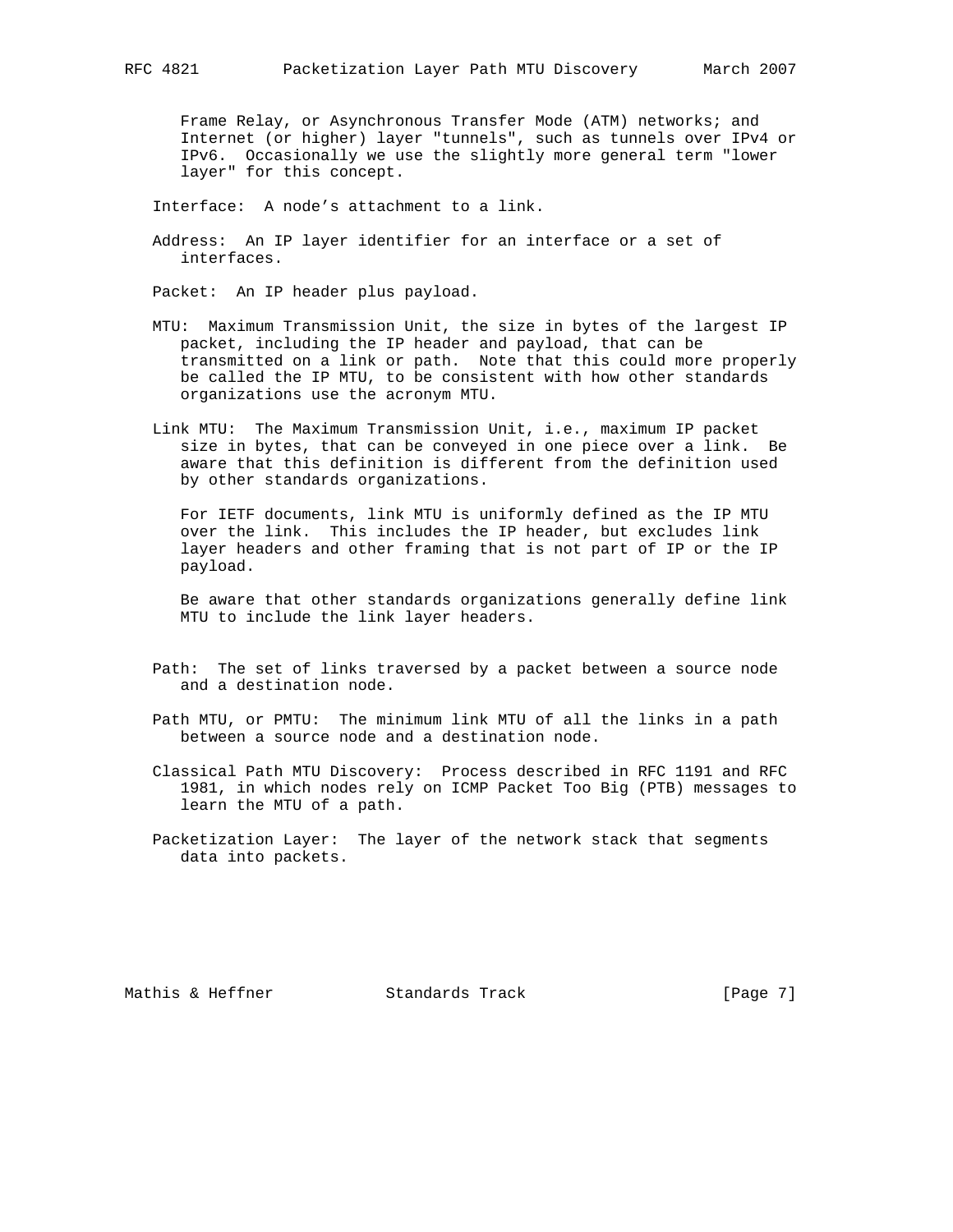Frame Relay, or Asynchronous Transfer Mode (ATM) networks; and Internet (or higher) layer "tunnels", such as tunnels over IPv4 or IPv6. Occasionally we use the slightly more general term "lower layer" for this concept.

Interface: A node's attachment to a link.

Address: An IP layer identifier for an interface or a set of interfaces.

Packet: An IP header plus payload.

MTU: Maximum Transmission Unit, the size in bytes of the largest IP packet, including the IP header and payload, that can be transmitted on a link or path. Note that this could more properly be called the IP MTU, to be consistent with how other standards organizations use the acronym MTU.

Link MTU: The Maximum Transmission Unit, i.e., maximum IP packet size in bytes, that can be conveyed in one piece over a link. Be aware that this definition is different from the definition used by other standards organizations.

For IETF documents, link MTU is uniformly defined as the IP MTU over the link. This includes the IP header, but excludes link layer headers and other framing that is not part of IP or the IP payload.

Be aware that other standards organizations generally define link MTU to include the link layer headers.

Path: The set of links traversed by a packet between a source node and a destination node.

Path MTU, or PMTU: The minimum link MTU of all the links in a path between a source node and a destination node.

Classical Path MTU Discovery: Process described in RFC 1191 and RFC 1981, in which nodes rely on ICMP Packet Too Big (PTB) messages to learn the MTU of a path.

Packetization Layer: The layer of the network stack that segments data into packets.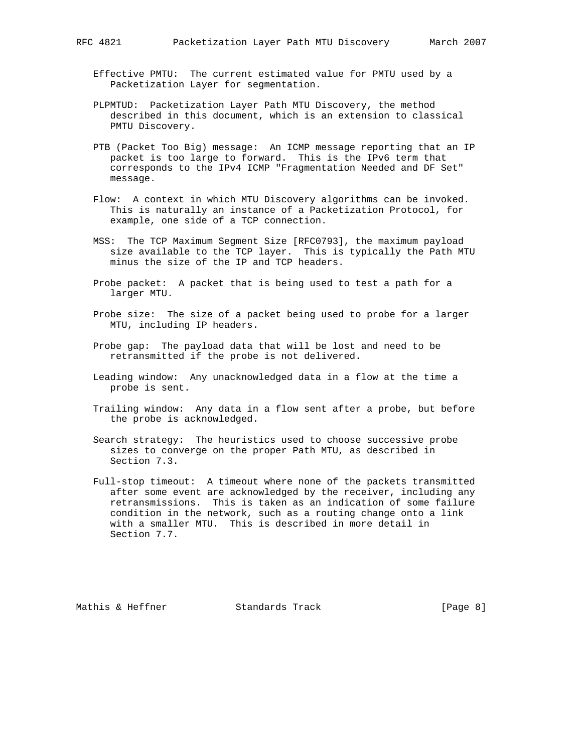Effective PMTU: The current estimated value for PMTU used by a Packetization Layer for segmentation.

PLPMTUD: Packetization Layer Path MTU Discovery, the method described in this document, which is an extension to classical PMTU Discovery.

PTB (Packet Too Big) message: An ICMP message reporting that an IP packet is too large to forward. This is the IPv6 term that corresponds to the IPv4 ICMP "Fragmentation Needed and DF Set" message.

Flow: A context in which MTU Discovery algorithms can be invoked. This is naturally an instance of a Packetization Protocol, for example, one side of a TCP connection.

MSS: The TCP Maximum Segment Size [RFC0793], the maximum payload size available to the TCP layer. This is typically the Path MTU minus the size of the IP and TCP headers.

Probe packet: A packet that is being used to test a path for a larger MTU.

Probe size: The size of a packet being used to probe for a larger MTU, including IP headers.

Probe gap: The payload data that will be lost and need to be retransmitted if the probe is not delivered.

Leading window: Any unacknowledged data in a flow at the time a probe is sent.

Trailing window: Any data in a flow sent after a probe, but before the probe is acknowledged.

Search strategy: The heuristics used to choose successive probe sizes to converge on the proper Path MTU, as described in Section 7.3.

Full-stop timeout: A timeout where none of the packets transmitted after some event are acknowledged by the receiver, including any retransmissions. This is taken as an indication of some failure condition in the network, such as a routing change onto a link with a smaller MTU. This is described in more detail in Section 7.7.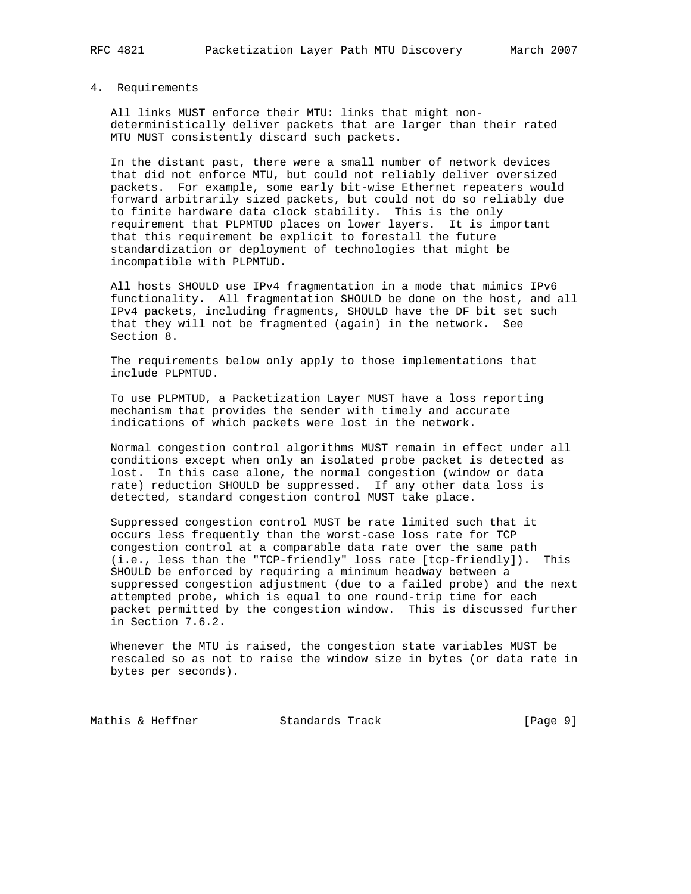## 4. Requirements

All links MUST enforce their MTU: links that might non-deterministically deliver packets that are larger than their rated MTU MUST consistently discard such packets.

In the distant past, there were a small number of network devices that did not enforce MTU, but could not reliably deliver oversized packets. For example, some early bit-wise Ethernet repeaters would forward arbitrarily sized packets, but could not do so reliably due to finite hardware data clock stability. This is the only requirement that PLPMTUD places on lower layers. It is important that this requirement be explicit to forestall the future standardization or deployment of technologies that might be incompatible with PLPMTUD.

All hosts SHOULD use IPv4 fragmentation in a mode that mimics IPv6 functionality. All fragmentation SHOULD be done on the host, and all IPv4 packets, including fragments, SHOULD have the DF bit set such that they will not be fragmented (again) in the network. See Section 8.

The requirements below only apply to those implementations that include PLPMTUD.

To use PLPMTUD, a Packetization Layer MUST have a loss reporting mechanism that provides the sender with timely and accurate indications of which packets were lost in the network.

Normal congestion control algorithms MUST remain in effect under all conditions except when only an isolated probe packet is detected as lost. In this case alone, the normal congestion (window or data rate) reduction SHOULD be suppressed. If any other data loss is detected, standard congestion control MUST take place.

Suppressed congestion control MUST be rate limited such that it occurs less frequently than the worst-case loss rate for TCP congestion control at a comparable data rate over the same path (i.e., less than the "TCP-friendly" loss rate [tcp-friendly]). This SHOULD be enforced by requiring a minimum headway between a suppressed congestion adjustment (due to a failed probe) and the next attempted probe, which is equal to one round-trip time for each packet permitted by the congestion window. This is discussed further in Section 7.6.2.

Whenever the MTU is raised, the congestion state variables MUST be rescaled so as not to raise the window size in bytes (or data rate in bytes per seconds).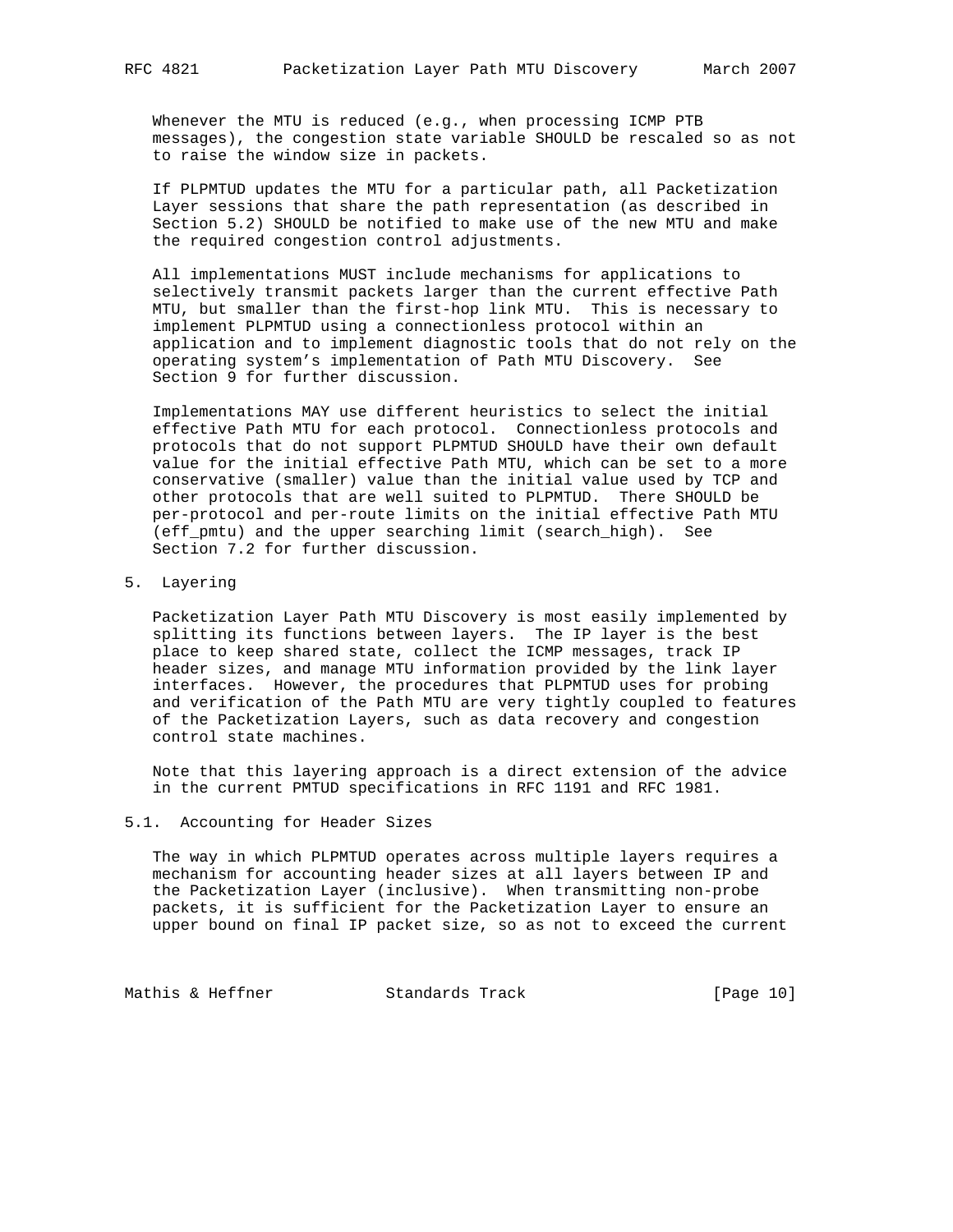Whenever the MTU is reduced (e.g., when processing ICMP PTB messages), the congestion state variable SHOULD be rescaled so as not to raise the window size in packets.

If PLPMTUD updates the MTU for a particular path, all Packetization Layer sessions that share the path representation (as described in Section 5.2) SHOULD be notified to make use of the new MTU and make the required congestion control adjustments.

All implementations MUST include mechanisms for applications to selectively transmit packets larger than the current effective Path MTU, but smaller than the first-hop link MTU. This is necessary to implement PLPMTUD using a connectionless protocol within an application and to implement diagnostic tools that do not rely on the operating system's implementation of Path MTU Discovery. See Section 9 for further discussion.

Implementations MAY use different heuristics to select the initial effective Path MTU for each protocol. Connectionless protocols and protocols that do not support PLPMTUD SHOULD have their own default value for the initial effective Path MTU, which can be set to a more conservative (smaller) value than the initial value used by TCP and other protocols that are well suited to PLPMTUD. There SHOULD be per-protocol and per-route limits on the initial effective Path MTU (eff_pmtu) and the upper searching limit (search_high). See Section 7.2 for further discussion.

## 5. Layering

Packetization Layer Path MTU Discovery is most easily implemented by splitting its functions between layers. The IP layer is the best place to keep shared state, collect the ICMP messages, track IP header sizes, and manage MTU information provided by the link layer interfaces. However, the procedures that PLPMTUD uses for probing and verification of the Path MTU are very tightly coupled to features of the Packetization Layers, such as data recovery and congestion control state machines.

Note that this layering approach is a direct extension of the advice in the current PMTUD specifications in RFC 1191 and RFC 1981.

### 5.1. Accounting for Header Sizes

The way in which PLPMTUD operates across multiple layers requires a mechanism for accounting header sizes at all layers between IP and the Packetization Layer (inclusive). When transmitting non-probe packets, it is sufficient for the Packetization Layer to ensure an upper bound on final IP packet size, so as not to exceed the current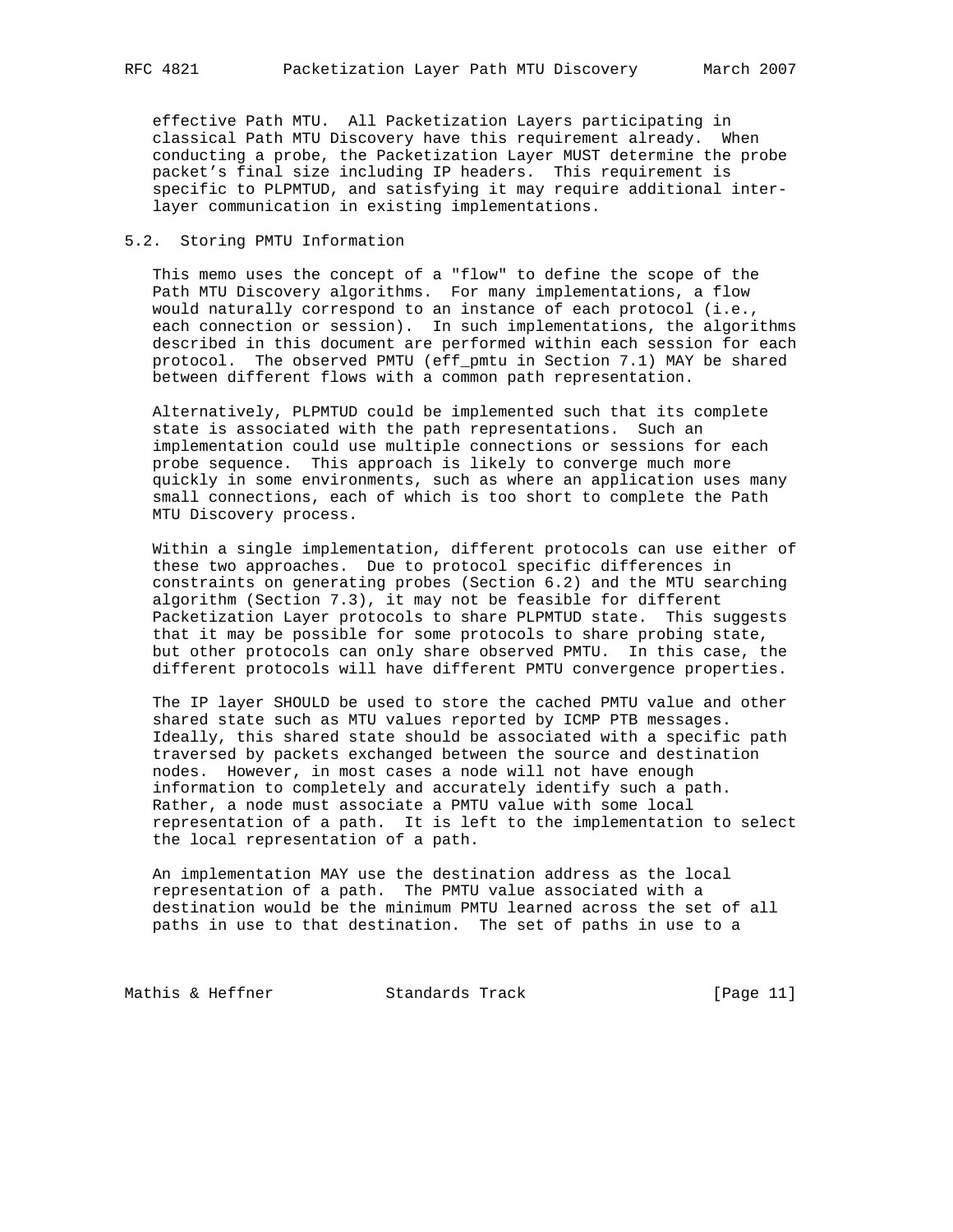effective Path MTU. All Packetization Layers participating in classical Path MTU Discovery have this requirement already. When conducting a probe, the Packetization Layer MUST determine the probe packet's final size including IP headers. This requirement is specific to PLPMTUD, and satisfying it may require additional inter-layer communication in existing implementations.

## 5.2. Storing PMTU Information

This memo uses the concept of a "flow" to define the scope of the Path MTU Discovery algorithms. For many implementations, a flow would naturally correspond to an instance of each protocol (i.e., each connection or session). In such implementations, the algorithms described in this document are performed within each session for each protocol. The observed PMTU (eff_pmtu in Section 7.1) MAY be shared between different flows with a common path representation.

Alternatively, PLPMTUD could be implemented such that its complete state is associated with the path representations. Such an implementation could use multiple connections or sessions for each probe sequence. This approach is likely to converge much more quickly in some environments, such as where an application uses many small connections, each of which is too short to complete the Path MTU Discovery process.

Within a single implementation, different protocols can use either of these two approaches. Due to protocol specific differences in constraints on generating probes (Section 6.2) and the MTU searching algorithm (Section 7.3), it may not be feasible for different Packetization Layer protocols to share PLPMTUD state. This suggests that it may be possible for some protocols to share probing state, but other protocols can only share observed PMTU. In this case, the different protocols will have different PMTU convergence properties.

The IP layer SHOULD be used to store the cached PMTU value and other shared state such as MTU values reported by ICMP PTB messages. Ideally, this shared state should be associated with a specific path traversed by packets exchanged between the source and destination nodes. However, in most cases a node will not have enough information to completely and accurately identify such a path. Rather, a node must associate a PMTU value with some local representation of a path. It is left to the implementation to select the local representation of a path.

An implementation MAY use the destination address as the local representation of a path. The PMTU value associated with a destination would be the minimum PMTU learned across the set of all paths in use to that destination. The set of paths in use to a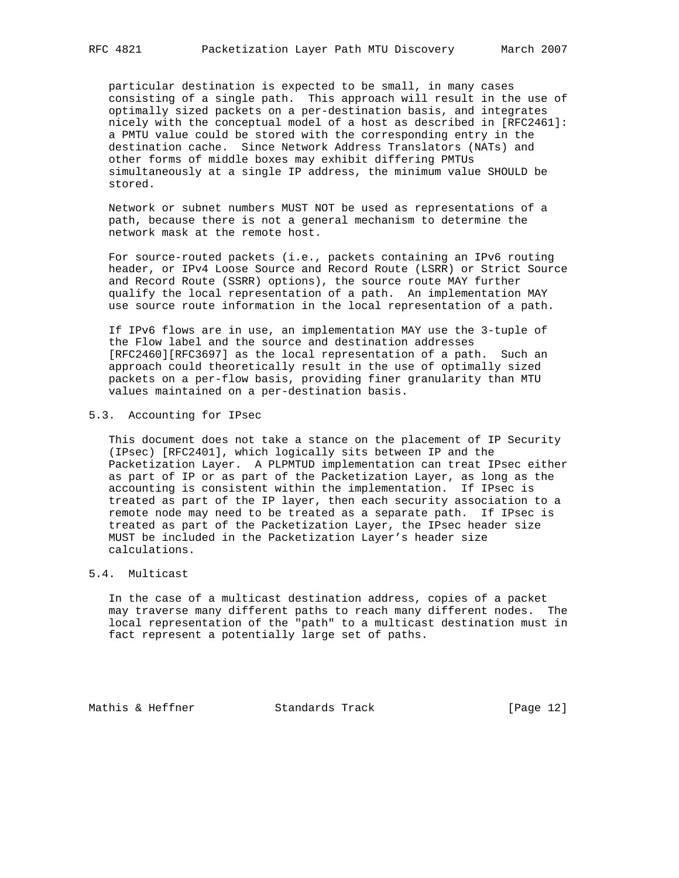particular destination is expected to be small, in many cases consisting of a single path. This approach will result in the use of optimally sized packets on a per-destination basis, and integrates nicely with the conceptual model of a host as described in [RFC2461]: a PMTU value could be stored with the corresponding entry in the destination cache. Since Network Address Translators (NATs) and other forms of middle boxes may exhibit differing PMTUs simultaneously at a single IP address, the minimum value SHOULD be stored.

Network or subnet numbers MUST NOT be used as representations of a path, because there is not a general mechanism to determine the network mask at the remote host.

For source-routed packets (i.e., packets containing an IPv6 routing header, or IPv4 Loose Source and Record Route (LSRR) or Strict Source and Record Route (SSRR) options), the source route MAY further qualify the local representation of a path. An implementation MAY use source route information in the local representation of a path.

If IPv6 flows are in use, an implementation MAY use the 3-tuple of the Flow label and the source and destination addresses [RFC2460][RFC3697] as the local representation of a path. Such an approach could theoretically result in the use of optimally sized packets on a per-flow basis, providing finer granularity than MTU values maintained on a per-destination basis.

## 5.3. Accounting for IPsec

This document does not take a stance on the placement of IP Security (IPsec) [RFC2401], which logically sits between IP and the Packetization Layer. A PLPMTUD implementation can treat IPsec either as part of IP or as part of the Packetization Layer, as long as the accounting is consistent within the implementation. If IPsec is treated as part of the IP layer, then each security association to a remote node may need to be treated as a separate path. If IPsec is treated as part of the Packetization Layer, the IPsec header size MUST be included in the Packetization Layer's header size calculations.

## 5.4. Multicast

In the case of a multicast destination address, copies of a packet may traverse many different paths to reach many different nodes. The local representation of the "path" to a multicast destination must in fact represent a potentially large set of paths.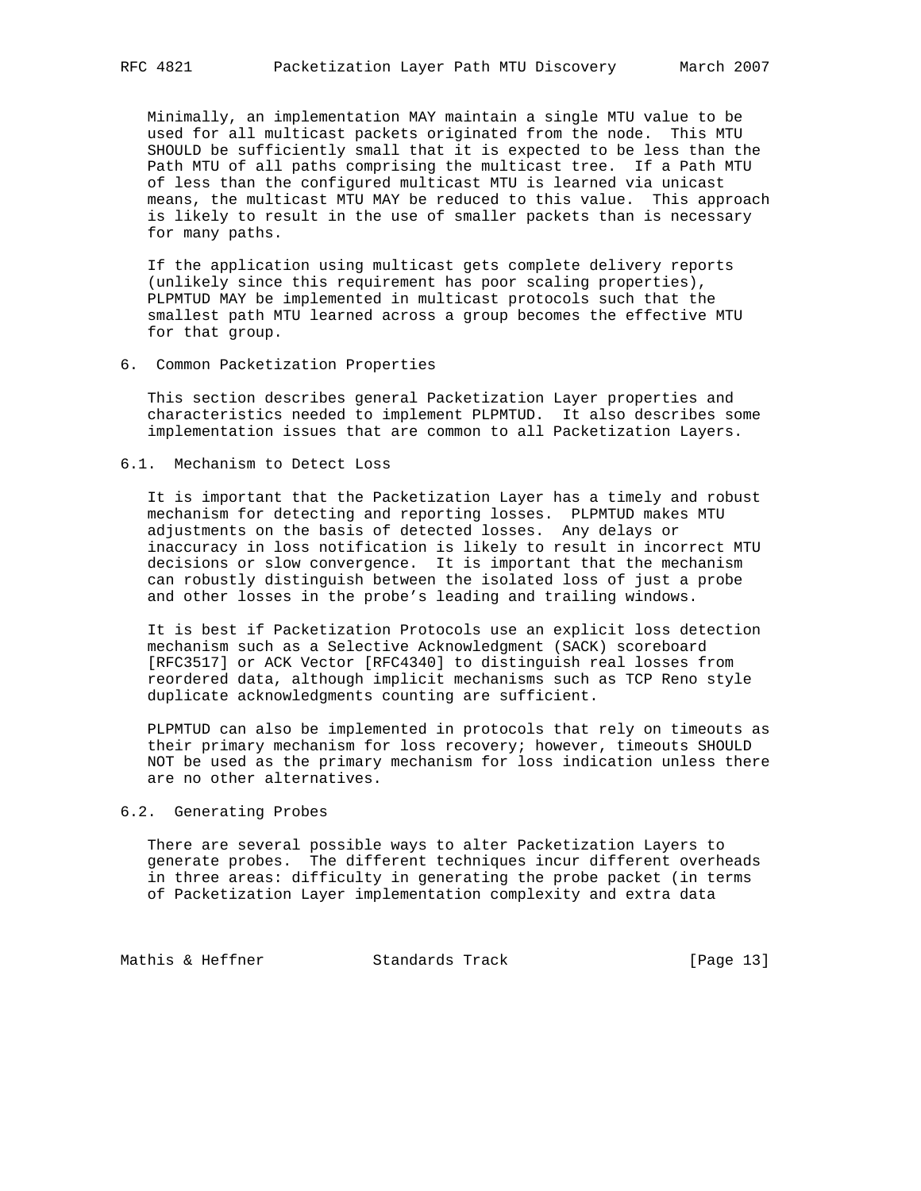Minimally, an implementation MAY maintain a single MTU value to be used for all multicast packets originated from the node. This MTU SHOULD be sufficiently small that it is expected to be less than the Path MTU of all paths comprising the multicast tree. If a Path MTU of less than the configured multicast MTU is learned via unicast means, the multicast MTU MAY be reduced to this value. This approach is likely to result in the use of smaller packets than is necessary for many paths.

If the application using multicast gets complete delivery reports (unlikely since this requirement has poor scaling properties), PLPMTUD MAY be implemented in multicast protocols such that the smallest path MTU learned across a group becomes the effective MTU for that group.

## 6. Common Packetization Properties

This section describes general Packetization Layer properties and characteristics needed to implement PLPMTUD. It also describes some implementation issues that are common to all Packetization Layers.

### 6.1. Mechanism to Detect Loss

It is important that the Packetization Layer has a timely and robust mechanism for detecting and reporting losses. PLPMTUD makes MTU adjustments on the basis of detected losses. Any delays or inaccuracy in loss notification is likely to result in incorrect MTU decisions or slow convergence. It is important that the mechanism can robustly distinguish between the isolated loss of just a probe and other losses in the probe's leading and trailing windows.

It is best if Packetization Protocols use an explicit loss detection mechanism such as a Selective Acknowledgment (SACK) scoreboard [RFC3517] or ACK Vector [RFC4340] to distinguish real losses from reordered data, although implicit mechanisms such as TCP Reno style duplicate acknowledgments counting are sufficient.

PLPMTUD can also be implemented in protocols that rely on timeouts as their primary mechanism for loss recovery; however, timeouts SHOULD NOT be used as the primary mechanism for loss indication unless there are no other alternatives.

### 6.2. Generating Probes

There are several possible ways to alter Packetization Layers to generate probes. The different techniques incur different overheads in three areas: difficulty in generating the probe packet (in terms of Packetization Layer implementation complexity and extra data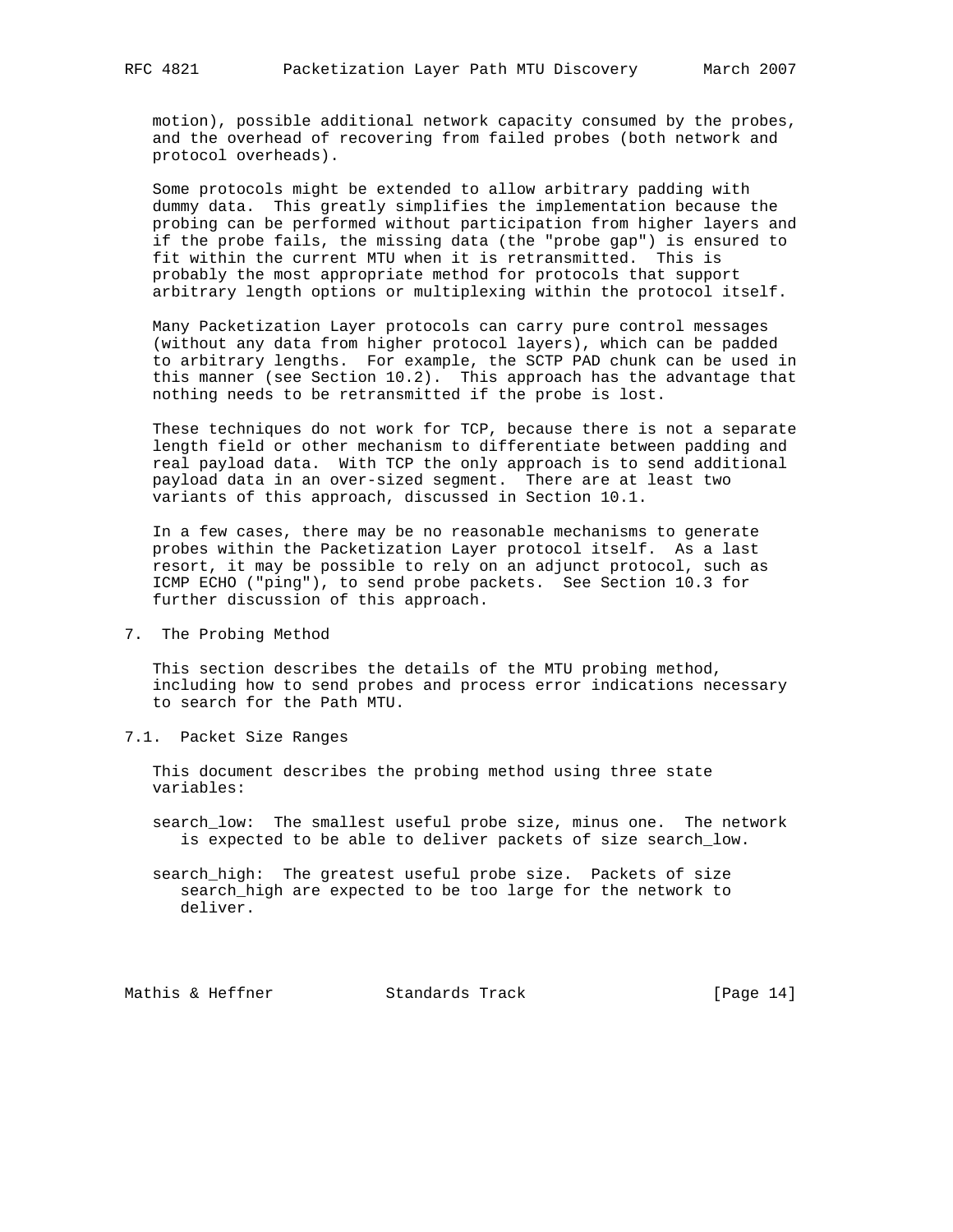motion), possible additional network capacity consumed by the probes, and the overhead of recovering from failed probes (both network and protocol overheads).

Some protocols might be extended to allow arbitrary padding with dummy data. This greatly simplifies the implementation because the probing can be performed without participation from higher layers and if the probe fails, the missing data (the "probe gap") is ensured to fit within the current MTU when it is retransmitted. This is probably the most appropriate method for protocols that support arbitrary length options or multiplexing within the protocol itself.

Many Packetization Layer protocols can carry pure control messages (without any data from higher protocol layers), which can be padded to arbitrary lengths. For example, the SCTP PAD chunk can be used in this manner (see Section 10.2). This approach has the advantage that nothing needs to be retransmitted if the probe is lost.

These techniques do not work for TCP, because there is not a separate length field or other mechanism to differentiate between padding and real payload data. With TCP the only approach is to send additional payload data in an over-sized segment. There are at least two variants of this approach, discussed in Section 10.1.

In a few cases, there may be no reasonable mechanisms to generate probes within the Packetization Layer protocol itself. As a last resort, it may be possible to rely on an adjunct protocol, such as ICMP ECHO ("ping"), to send probe packets. See Section 10.3 for further discussion of this approach.

## 7. The Probing Method

This section describes the details of the MTU probing method, including how to send probes and process error indications necessary to search for the Path MTU.

### 7.1. Packet Size Ranges

This document describes the probing method using three state variables:

search_low: The smallest useful probe size, minus one. The network is expected to be able to deliver packets of size search_low.

search_high: The greatest useful probe size. Packets of size search_high are expected to be too large for the network to deliver.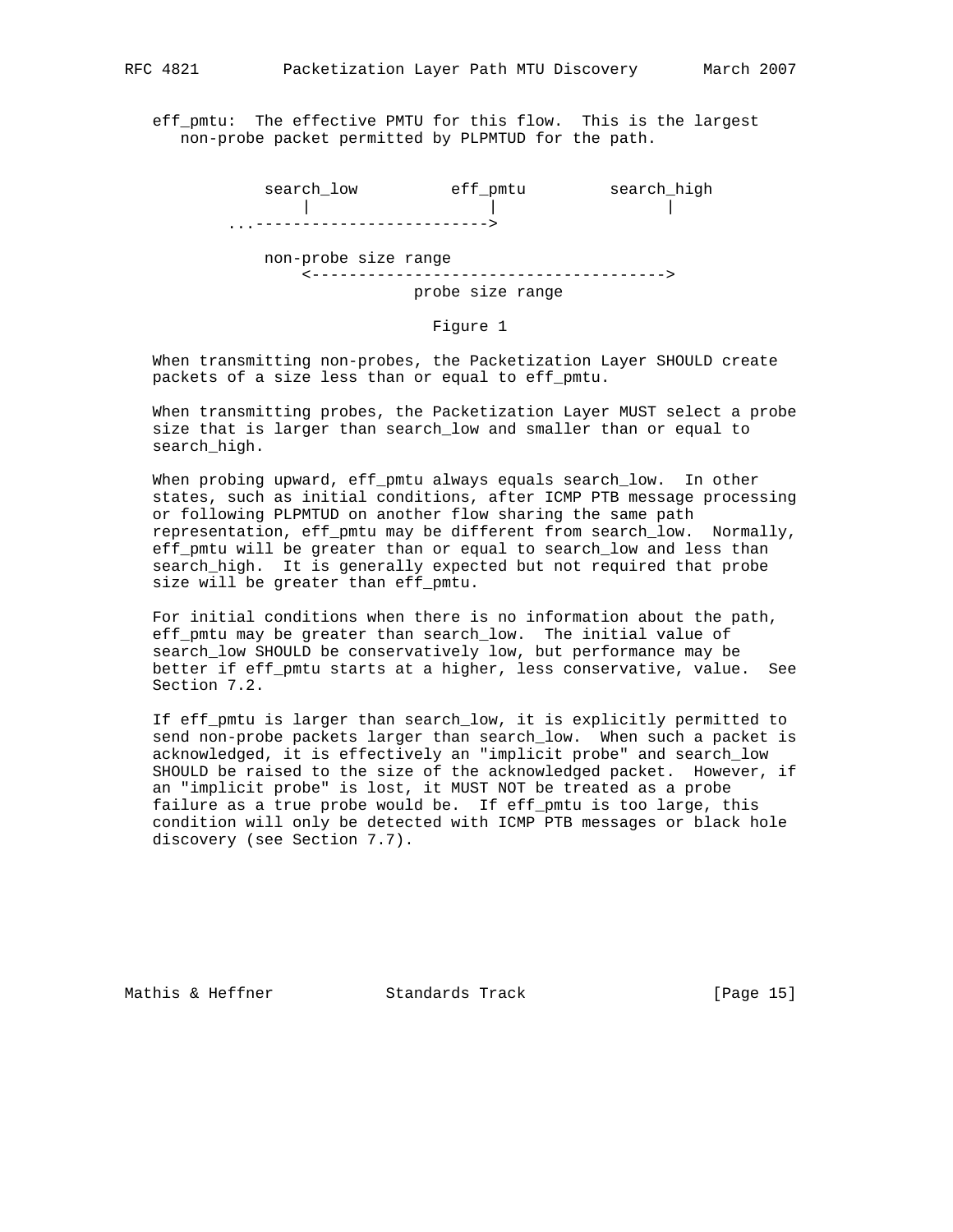eff_pmtu: The effective PMTU for this flow. This is the largest non-probe packet permitted by PLPMTUD for the path.

```
           search_low          eff_pmtu         search_high
               |                   |                  |
        ...------------------------->

           non-probe size range
               <-------------------------------------->
                         probe size range
```

Figure 1

When transmitting non-probes, the Packetization Layer SHOULD create packets of a size less than or equal to eff_pmtu.

When transmitting probes, the Packetization Layer MUST select a probe size that is larger than search_low and smaller than or equal to search_high.

When probing upward, eff_pmtu always equals search_low. In other states, such as initial conditions, after ICMP PTB message processing or following PLPMTUD on another flow sharing the same path representation, eff_pmtu may be different from search_low. Normally, eff_pmtu will be greater than or equal to search_low and less than search_high. It is generally expected but not required that probe size will be greater than eff_pmtu.

For initial conditions when there is no information about the path, eff_pmtu may be greater than search_low. The initial value of search_low SHOULD be conservatively low, but performance may be better if eff_pmtu starts at a higher, less conservative, value. See Section 7.2.

If eff_pmtu is larger than search_low, it is explicitly permitted to send non-probe packets larger than search_low. When such a packet is acknowledged, it is effectively an "implicit probe" and search_low SHOULD be raised to the size of the acknowledged packet. However, if an "implicit probe" is lost, it MUST NOT be treated as a probe failure as a true probe would be. If eff_pmtu is too large, this condition will only be detected with ICMP PTB messages or black hole discovery (see Section 7.7).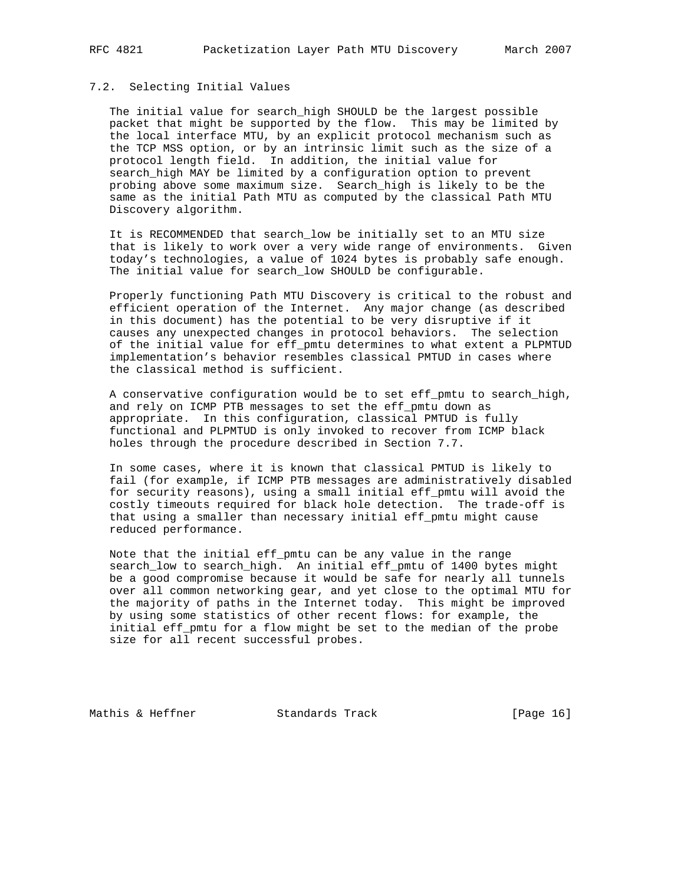### 7.2. Selecting Initial Values

The initial value for search_high SHOULD be the largest possible packet that might be supported by the flow. This may be limited by the local interface MTU, by an explicit protocol mechanism such as the TCP MSS option, or by an intrinsic limit such as the size of a protocol length field. In addition, the initial value for search_high MAY be limited by a configuration option to prevent probing above some maximum size. Search_high is likely to be the same as the initial Path MTU as computed by the classical Path MTU Discovery algorithm.

It is RECOMMENDED that search_low be initially set to an MTU size that is likely to work over a very wide range of environments. Given today's technologies, a value of 1024 bytes is probably safe enough. The initial value for search_low SHOULD be configurable.

Properly functioning Path MTU Discovery is critical to the robust and efficient operation of the Internet. Any major change (as described in this document) has the potential to be very disruptive if it causes any unexpected changes in protocol behaviors. The selection of the initial value for eff_pmtu determines to what extent a PLPMTUD implementation's behavior resembles classical PMTUD in cases where the classical method is sufficient.

A conservative configuration would be to set eff_pmtu to search_high, and rely on ICMP PTB messages to set the eff_pmtu down as appropriate. In this configuration, classical PMTUD is fully functional and PLPMTUD is only invoked to recover from ICMP black holes through the procedure described in Section 7.7.

In some cases, where it is known that classical PMTUD is likely to fail (for example, if ICMP PTB messages are administratively disabled for security reasons), using a small initial eff_pmtu will avoid the costly timeouts required for black hole detection. The trade-off is that using a smaller than necessary initial eff_pmtu might cause reduced performance.

Note that the initial eff_pmtu can be any value in the range search_low to search_high. An initial eff_pmtu of 1400 bytes might be a good compromise because it would be safe for nearly all tunnels over all common networking gear, and yet close to the optimal MTU for the majority of paths in the Internet today. This might be improved by using some statistics of other recent flows: for example, the initial eff_pmtu for a flow might be set to the median of the probe size for all recent successful probes.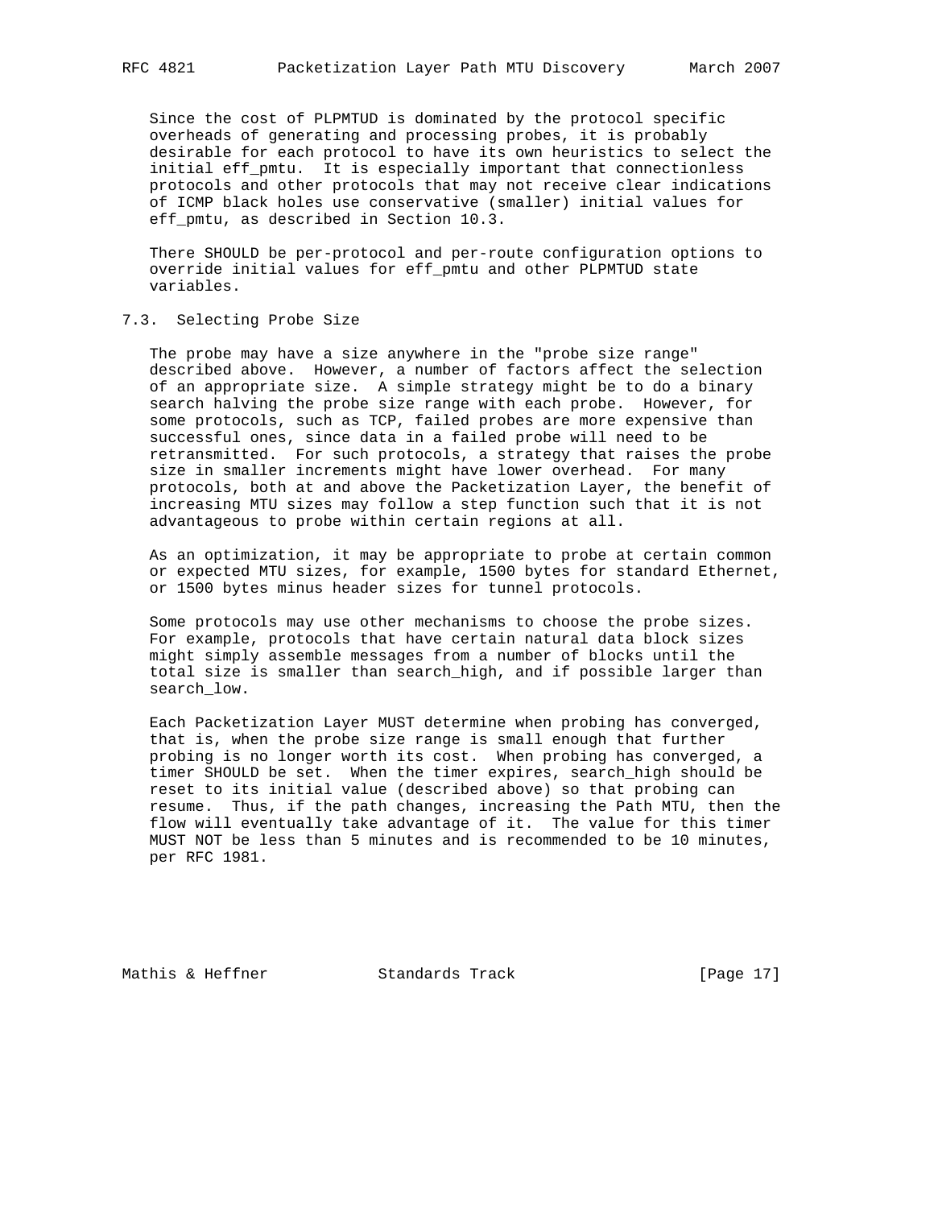Since the cost of PLPMTUD is dominated by the protocol specific overheads of generating and processing probes, it is probably desirable for each protocol to have its own heuristics to select the initial eff_pmtu. It is especially important that connectionless protocols and other protocols that may not receive clear indications of ICMP black holes use conservative (smaller) initial values for eff_pmtu, as described in Section 10.3.

There SHOULD be per-protocol and per-route configuration options to override initial values for eff_pmtu and other PLPMTUD state variables.

### 7.3. Selecting Probe Size

The probe may have a size anywhere in the "probe size range" described above. However, a number of factors affect the selection of an appropriate size. A simple strategy might be to do a binary search halving the probe size range with each probe. However, for some protocols, such as TCP, failed probes are more expensive than successful ones, since data in a failed probe will need to be retransmitted. For such protocols, a strategy that raises the probe size in smaller increments might have lower overhead. For many protocols, both at and above the Packetization Layer, the benefit of increasing MTU sizes may follow a step function such that it is not advantageous to probe within certain regions at all.

As an optimization, it may be appropriate to probe at certain common or expected MTU sizes, for example, 1500 bytes for standard Ethernet, or 1500 bytes minus header sizes for tunnel protocols.

Some protocols may use other mechanisms to choose the probe sizes. For example, protocols that have certain natural data block sizes might simply assemble messages from a number of blocks until the total size is smaller than search_high, and if possible larger than search_low.

Each Packetization Layer MUST determine when probing has converged, that is, when the probe size range is small enough that further probing is no longer worth its cost. When probing has converged, a timer SHOULD be set. When the timer expires, search_high should be reset to its initial value (described above) so that probing can resume. Thus, if the path changes, increasing the Path MTU, then the flow will eventually take advantage of it. The value for this timer MUST NOT be less than 5 minutes and is recommended to be 10 minutes, per RFC 1981.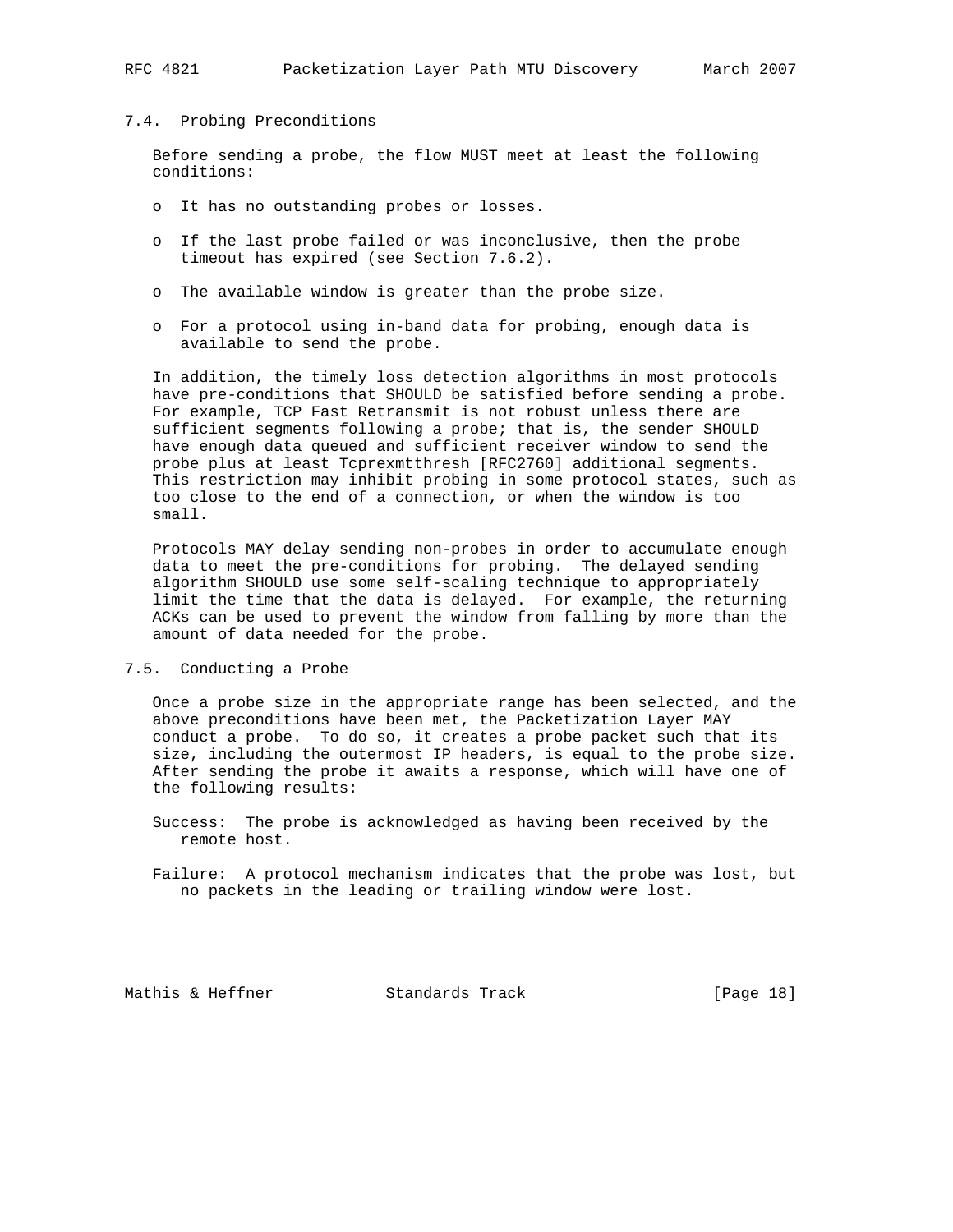### 7.4. Probing Preconditions

Before sending a probe, the flow MUST meet at least the following conditions:

- It has no outstanding probes or losses.
- If the last probe failed or was inconclusive, then the probe timeout has expired (see Section 7.6.2).
- The available window is greater than the probe size.
- For a protocol using in-band data for probing, enough data is available to send the probe.

In addition, the timely loss detection algorithms in most protocols have pre-conditions that SHOULD be satisfied before sending a probe. For example, TCP Fast Retransmit is not robust unless there are sufficient segments following a probe; that is, the sender SHOULD have enough data queued and sufficient receiver window to send the probe plus at least Tcprexmtthresh [RFC2760] additional segments. This restriction may inhibit probing in some protocol states, such as too close to the end of a connection, or when the window is too small.

Protocols MAY delay sending non-probes in order to accumulate enough data to meet the pre-conditions for probing. The delayed sending algorithm SHOULD use some self-scaling technique to appropriately limit the time that the data is delayed. For example, the returning ACKs can be used to prevent the window from falling by more than the amount of data needed for the probe.

### 7.5. Conducting a Probe

Once a probe size in the appropriate range has been selected, and the above preconditions have been met, the Packetization Layer MAY conduct a probe. To do so, it creates a probe packet such that its size, including the outermost IP headers, is equal to the probe size. After sending the probe it awaits a response, which will have one of the following results:

Success: The probe is acknowledged as having been received by the remote host.

Failure: A protocol mechanism indicates that the probe was lost, but no packets in the leading or trailing window were lost.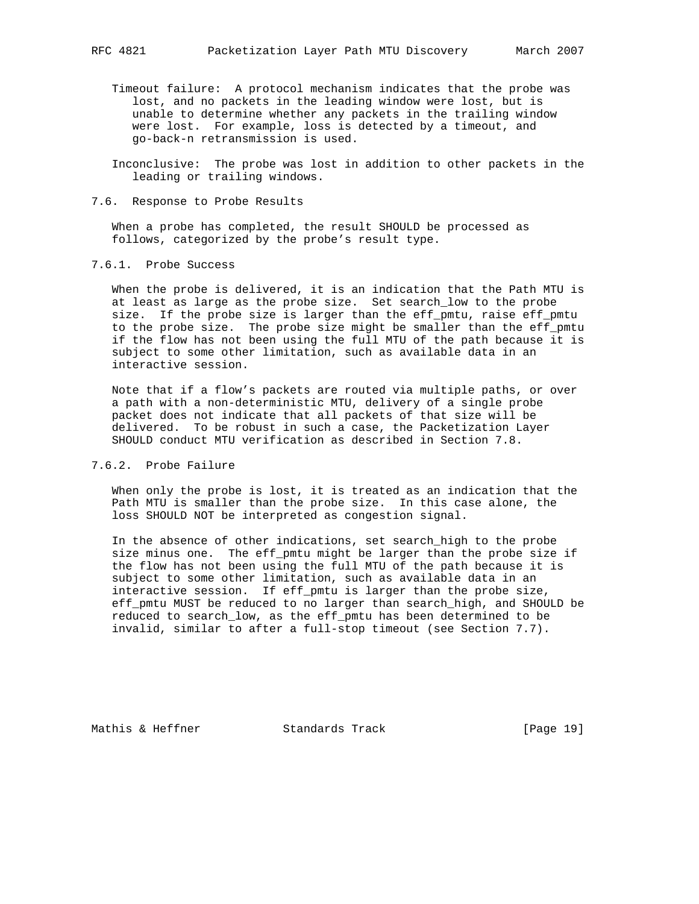Timeout failure: A protocol mechanism indicates that the probe was lost, and no packets in the leading window were lost, but is unable to determine whether any packets in the trailing window were lost. For example, loss is detected by a timeout, and go-back-n retransmission is used.

Inconclusive: The probe was lost in addition to other packets in the leading or trailing windows.

### 7.6. Response to Probe Results

When a probe has completed, the result SHOULD be processed as follows, categorized by the probe's result type.

#### 7.6.1. Probe Success

When the probe is delivered, it is an indication that the Path MTU is at least as large as the probe size. Set search_low to the probe size. If the probe size is larger than the eff_pmtu, raise eff_pmtu to the probe size. The probe size might be smaller than the eff_pmtu if the flow has not been using the full MTU of the path because it is subject to some other limitation, such as available data in an interactive session.

Note that if a flow's packets are routed via multiple paths, or over a path with a non-deterministic MTU, delivery of a single probe packet does not indicate that all packets of that size will be delivered. To be robust in such a case, the Packetization Layer SHOULD conduct MTU verification as described in Section 7.8.

#### 7.6.2. Probe Failure

When only the probe is lost, it is treated as an indication that the Path MTU is smaller than the probe size. In this case alone, the loss SHOULD NOT be interpreted as congestion signal.

In the absence of other indications, set search_high to the probe size minus one. The eff_pmtu might be larger than the probe size if the flow has not been using the full MTU of the path because it is subject to some other limitation, such as available data in an interactive session. If eff_pmtu is larger than the probe size, eff_pmtu MUST be reduced to no larger than search_high, and SHOULD be reduced to search_low, as the eff_pmtu has been determined to be invalid, similar to after a full-stop timeout (see Section 7.7).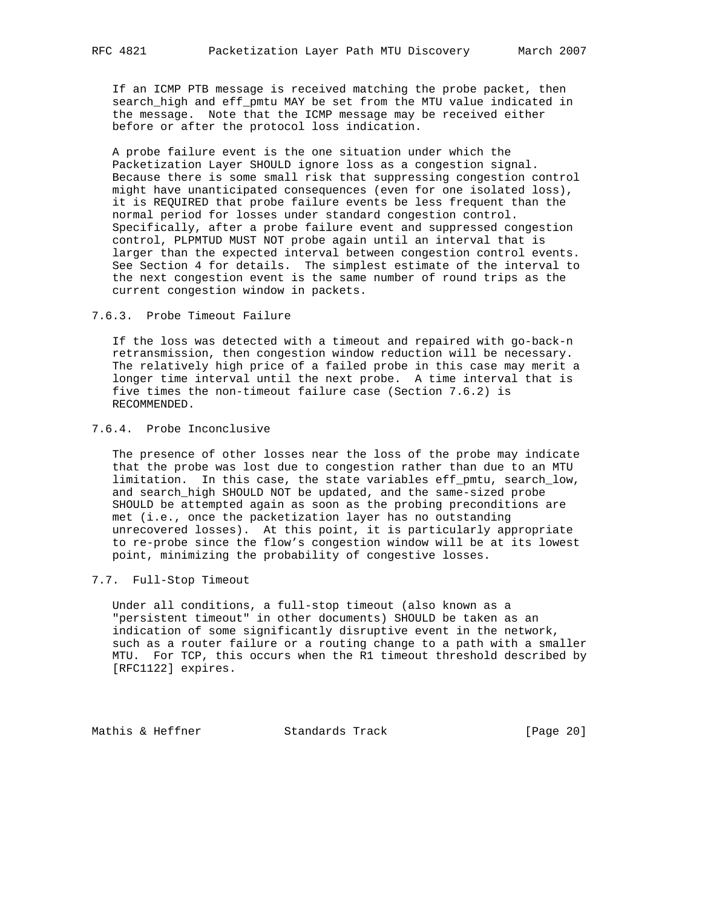If an ICMP PTB message is received matching the probe packet, then search_high and eff_pmtu MAY be set from the MTU value indicated in the message. Note that the ICMP message may be received either before or after the protocol loss indication.

A probe failure event is the one situation under which the Packetization Layer SHOULD ignore loss as a congestion signal. Because there is some small risk that suppressing congestion control might have unanticipated consequences (even for one isolated loss), it is REQUIRED that probe failure events be less frequent than the normal period for losses under standard congestion control. Specifically, after a probe failure event and suppressed congestion control, PLPMTUD MUST NOT probe again until an interval that is larger than the expected interval between congestion control events. See Section 4 for details. The simplest estimate of the interval to the next congestion event is the same number of round trips as the current congestion window in packets.

### 7.6.3. Probe Timeout Failure

If the loss was detected with a timeout and repaired with go-back-n retransmission, then congestion window reduction will be necessary. The relatively high price of a failed probe in this case may merit a longer time interval until the next probe. A time interval that is five times the non-timeout failure case (Section 7.6.2) is RECOMMENDED.

### 7.6.4. Probe Inconclusive

The presence of other losses near the loss of the probe may indicate that the probe was lost due to congestion rather than due to an MTU limitation. In this case, the state variables eff_pmtu, search_low, and search_high SHOULD NOT be updated, and the same-sized probe SHOULD be attempted again as soon as the probing preconditions are met (i.e., once the packetization layer has no outstanding unrecovered losses). At this point, it is particularly appropriate to re-probe since the flow's congestion window will be at its lowest point, minimizing the probability of congestive losses.

## 7.7. Full-Stop Timeout

Under all conditions, a full-stop timeout (also known as a "persistent timeout" in other documents) SHOULD be taken as an indication of some significantly disruptive event in the network, such as a router failure or a routing change to a path with a smaller MTU. For TCP, this occurs when the R1 timeout threshold described by [RFC1122] expires.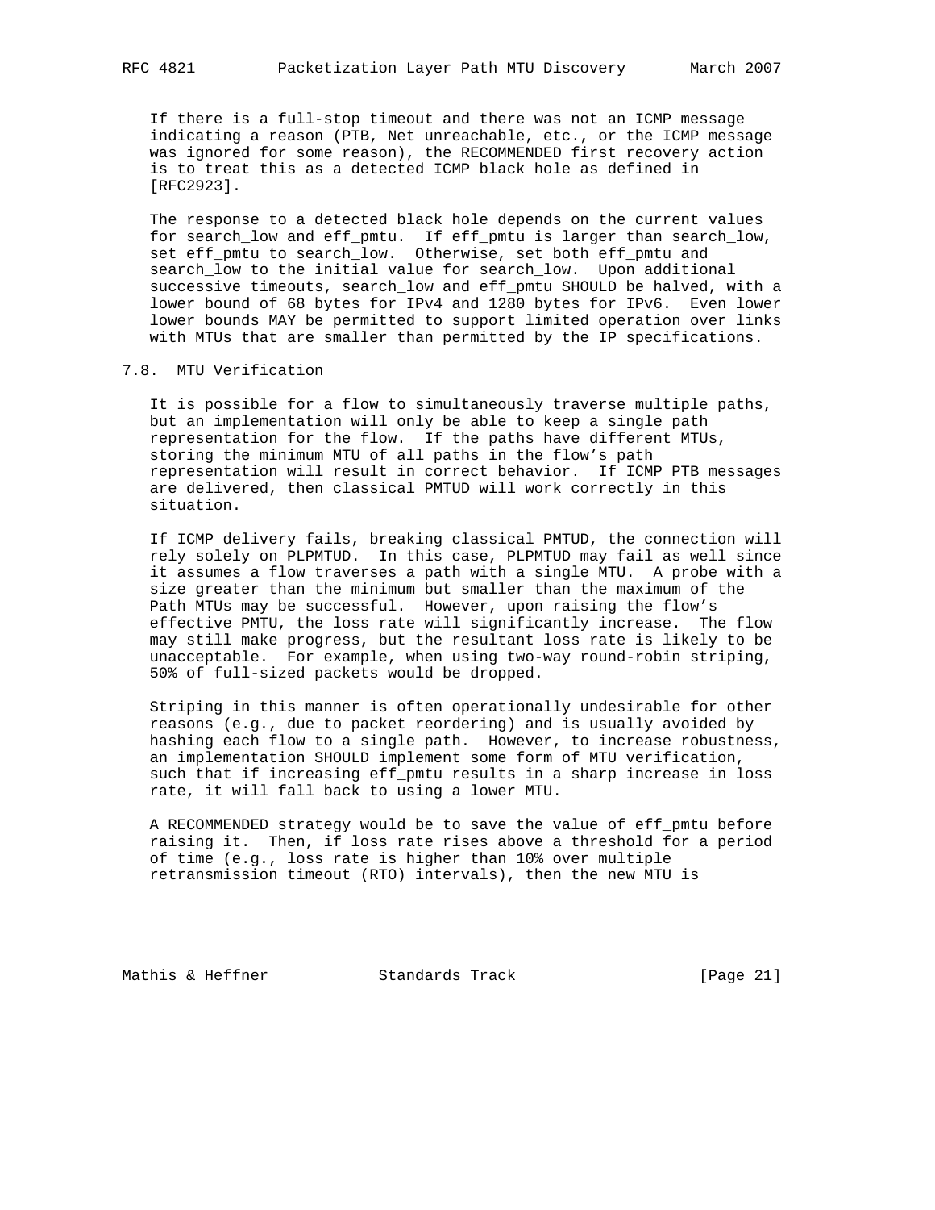If there is a full-stop timeout and there was not an ICMP message indicating a reason (PTB, Net unreachable, etc., or the ICMP message was ignored for some reason), the RECOMMENDED first recovery action is to treat this as a detected ICMP black hole as defined in [RFC2923].

The response to a detected black hole depends on the current values for search_low and eff_pmtu. If eff_pmtu is larger than search_low, set eff_pmtu to search_low. Otherwise, set both eff_pmtu and search_low to the initial value for search_low. Upon additional successive timeouts, search_low and eff_pmtu SHOULD be halved, with a lower bound of 68 bytes for IPv4 and 1280 bytes for IPv6. Even lower lower bounds MAY be permitted to support limited operation over links with MTUs that are smaller than permitted by the IP specifications.

### 7.8. MTU Verification

It is possible for a flow to simultaneously traverse multiple paths, but an implementation will only be able to keep a single path representation for the flow. If the paths have different MTUs, storing the minimum MTU of all paths in the flow's path representation will result in correct behavior. If ICMP PTB messages are delivered, then classical PMTUD will work correctly in this situation.

If ICMP delivery fails, breaking classical PMTUD, the connection will rely solely on PLPMTUD. In this case, PLPMTUD may fail as well since it assumes a flow traverses a path with a single MTU. A probe with a size greater than the minimum but smaller than the maximum of the Path MTUs may be successful. However, upon raising the flow's effective PMTU, the loss rate will significantly increase. The flow may still make progress, but the resultant loss rate is likely to be unacceptable. For example, when using two-way round-robin striping, 50% of full-sized packets would be dropped.

Striping in this manner is often operationally undesirable for other reasons (e.g., due to packet reordering) and is usually avoided by hashing each flow to a single path. However, to increase robustness, an implementation SHOULD implement some form of MTU verification, such that if increasing eff_pmtu results in a sharp increase in loss rate, it will fall back to using a lower MTU.

A RECOMMENDED strategy would be to save the value of eff_pmtu before raising it. Then, if loss rate rises above a threshold for a period of time (e.g., loss rate is higher than 10% over multiple retransmission timeout (RTO) intervals), then the new MTU is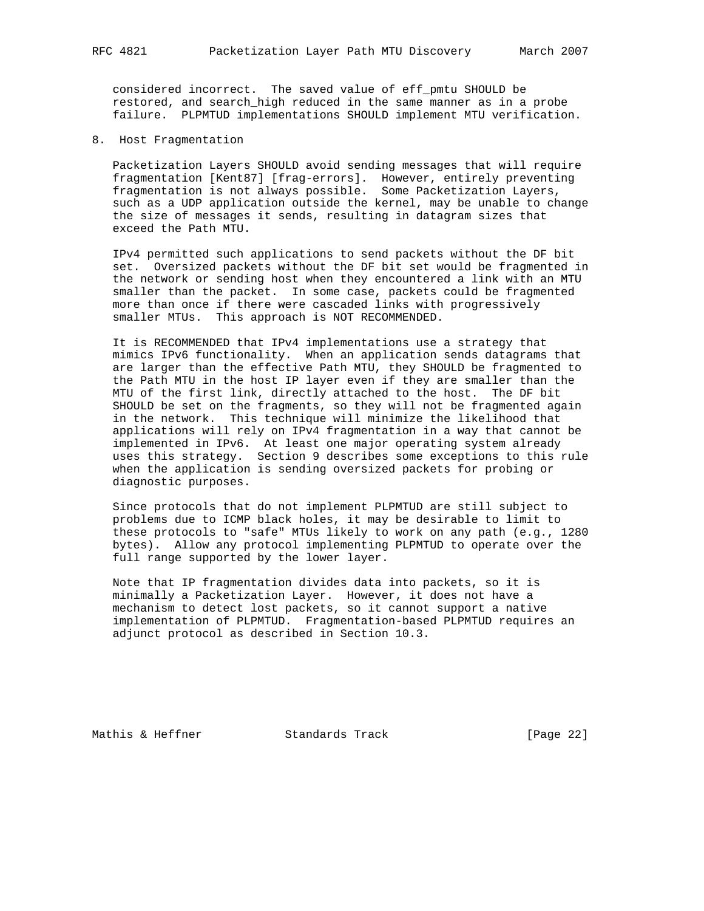considered incorrect. The saved value of eff_pmtu SHOULD be restored, and search_high reduced in the same manner as in a probe failure. PLPMTUD implementations SHOULD implement MTU verification.

## 8. Host Fragmentation

Packetization Layers SHOULD avoid sending messages that will require fragmentation [Kent87] [frag-errors]. However, entirely preventing fragmentation is not always possible. Some Packetization Layers, such as a UDP application outside the kernel, may be unable to change the size of messages it sends, resulting in datagram sizes that exceed the Path MTU.

IPv4 permitted such applications to send packets without the DF bit set. Oversized packets without the DF bit set would be fragmented in the network or sending host when they encountered a link with an MTU smaller than the packet. In some case, packets could be fragmented more than once if there were cascaded links with progressively smaller MTUs. This approach is NOT RECOMMENDED.

It is RECOMMENDED that IPv4 implementations use a strategy that mimics IPv6 functionality. When an application sends datagrams that are larger than the effective Path MTU, they SHOULD be fragmented to the Path MTU in the host IP layer even if they are smaller than the MTU of the first link, directly attached to the host. The DF bit SHOULD be set on the fragments, so they will not be fragmented again in the network. This technique will minimize the likelihood that applications will rely on IPv4 fragmentation in a way that cannot be implemented in IPv6. At least one major operating system already uses this strategy. Section 9 describes some exceptions to this rule when the application is sending oversized packets for probing or diagnostic purposes.

Since protocols that do not implement PLPMTUD are still subject to problems due to ICMP black holes, it may be desirable to limit to these protocols to "safe" MTUs likely to work on any path (e.g., 1280 bytes). Allow any protocol implementing PLPMTUD to operate over the full range supported by the lower layer.

Note that IP fragmentation divides data into packets, so it is minimally a Packetization Layer. However, it does not have a mechanism to detect lost packets, so it cannot support a native implementation of PLPMTUD. Fragmentation-based PLPMTUD requires an adjunct protocol as described in Section 10.3.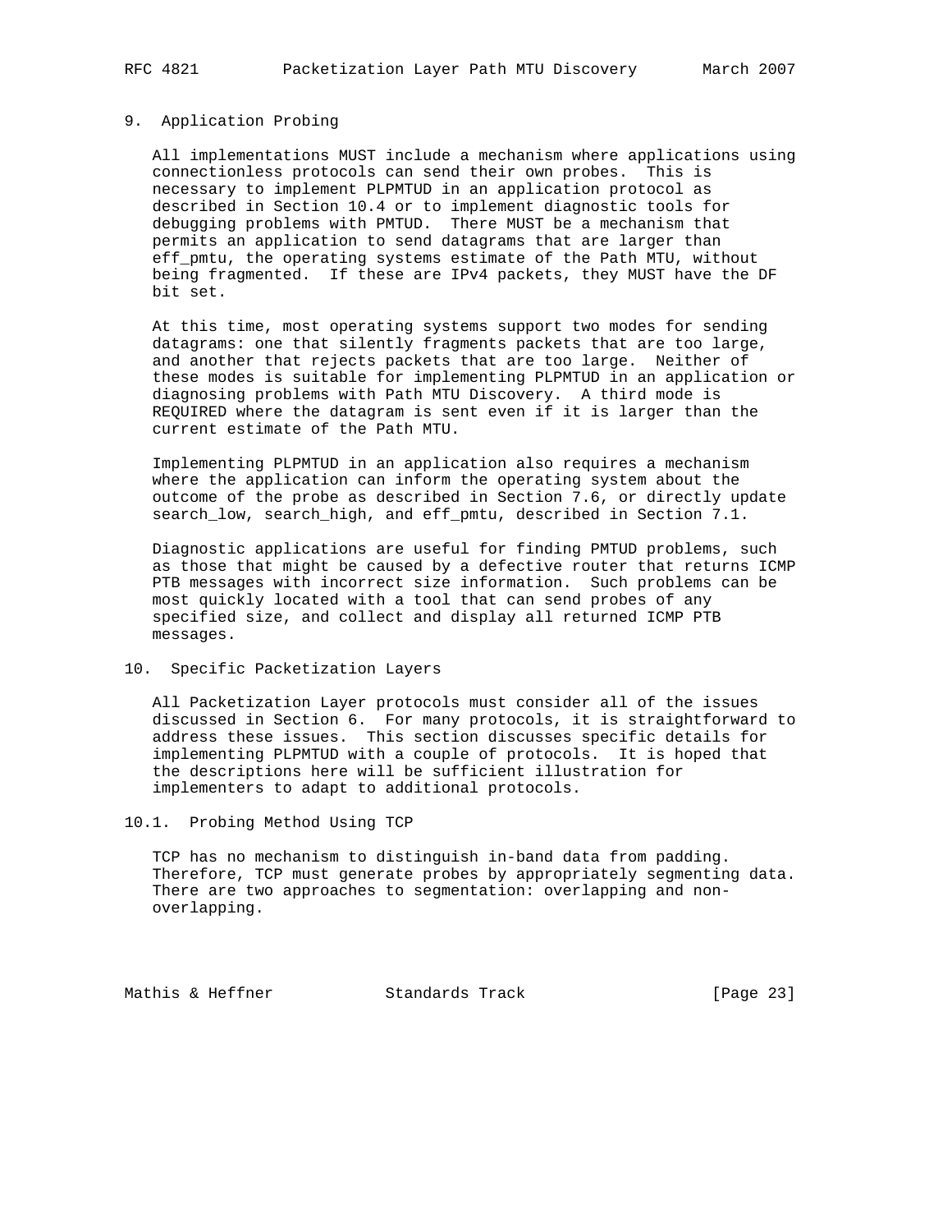## 9. Application Probing

All implementations MUST include a mechanism where applications using connectionless protocols can send their own probes. This is necessary to implement PLPMTUD in an application protocol as described in Section 10.4 or to implement diagnostic tools for debugging problems with PMTUD. There MUST be a mechanism that permits an application to send datagrams that are larger than eff_pmtu, the operating systems estimate of the Path MTU, without being fragmented. If these are IPv4 packets, they MUST have the DF bit set.

At this time, most operating systems support two modes for sending datagrams: one that silently fragments packets that are too large, and another that rejects packets that are too large. Neither of these modes is suitable for implementing PLPMTUD in an application or diagnosing problems with Path MTU Discovery. A third mode is REQUIRED where the datagram is sent even if it is larger than the current estimate of the Path MTU.

Implementing PLPMTUD in an application also requires a mechanism where the application can inform the operating system about the outcome of the probe as described in Section 7.6, or directly update search_low, search_high, and eff_pmtu, described in Section 7.1.

Diagnostic applications are useful for finding PMTUD problems, such as those that might be caused by a defective router that returns ICMP PTB messages with incorrect size information. Such problems can be most quickly located with a tool that can send probes of any specified size, and collect and display all returned ICMP PTB messages.

## 10. Specific Packetization Layers

All Packetization Layer protocols must consider all of the issues discussed in Section 6. For many protocols, it is straightforward to address these issues. This section discusses specific details for implementing PLPMTUD with a couple of protocols. It is hoped that the descriptions here will be sufficient illustration for implementers to adapt to additional protocols.

### 10.1. Probing Method Using TCP

TCP has no mechanism to distinguish in-band data from padding. Therefore, TCP must generate probes by appropriately segmenting data. There are two approaches to segmentation: overlapping and non-overlapping.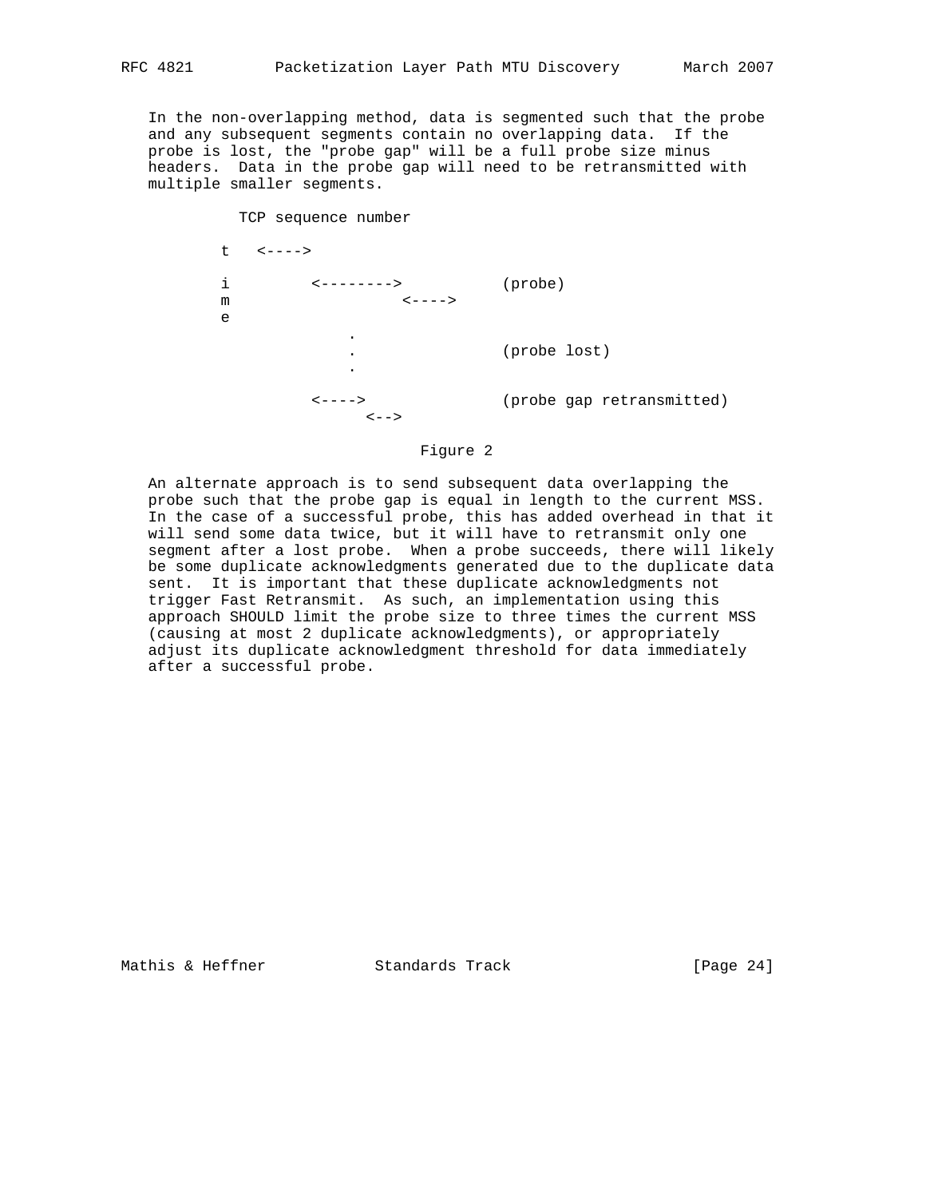In the non-overlapping method, data is segmented such that the probe and any subsequent segments contain no overlapping data. If the probe is lost, the "probe gap" will be a full probe size minus headers. Data in the probe gap will need to be retransmitted with multiple smaller segments.

```
          TCP sequence number

        t   <---->

        i         <-------->           (probe)
        m                   <---->
        e
                    .
                    .                  (probe lost)
                    .

                  <---->               (probe gap retransmitted)
                        <-->
```

Figure 2

An alternate approach is to send subsequent data overlapping the probe such that the probe gap is equal in length to the current MSS. In the case of a successful probe, this has added overhead in that it will send some data twice, but it will have to retransmit only one segment after a lost probe. When a probe succeeds, there will likely be some duplicate acknowledgments generated due to the duplicate data sent. It is important that these duplicate acknowledgments not trigger Fast Retransmit. As such, an implementation using this approach SHOULD limit the probe size to three times the current MSS (causing at most 2 duplicate acknowledgments), or appropriately adjust its duplicate acknowledgment threshold for data immediately after a successful probe.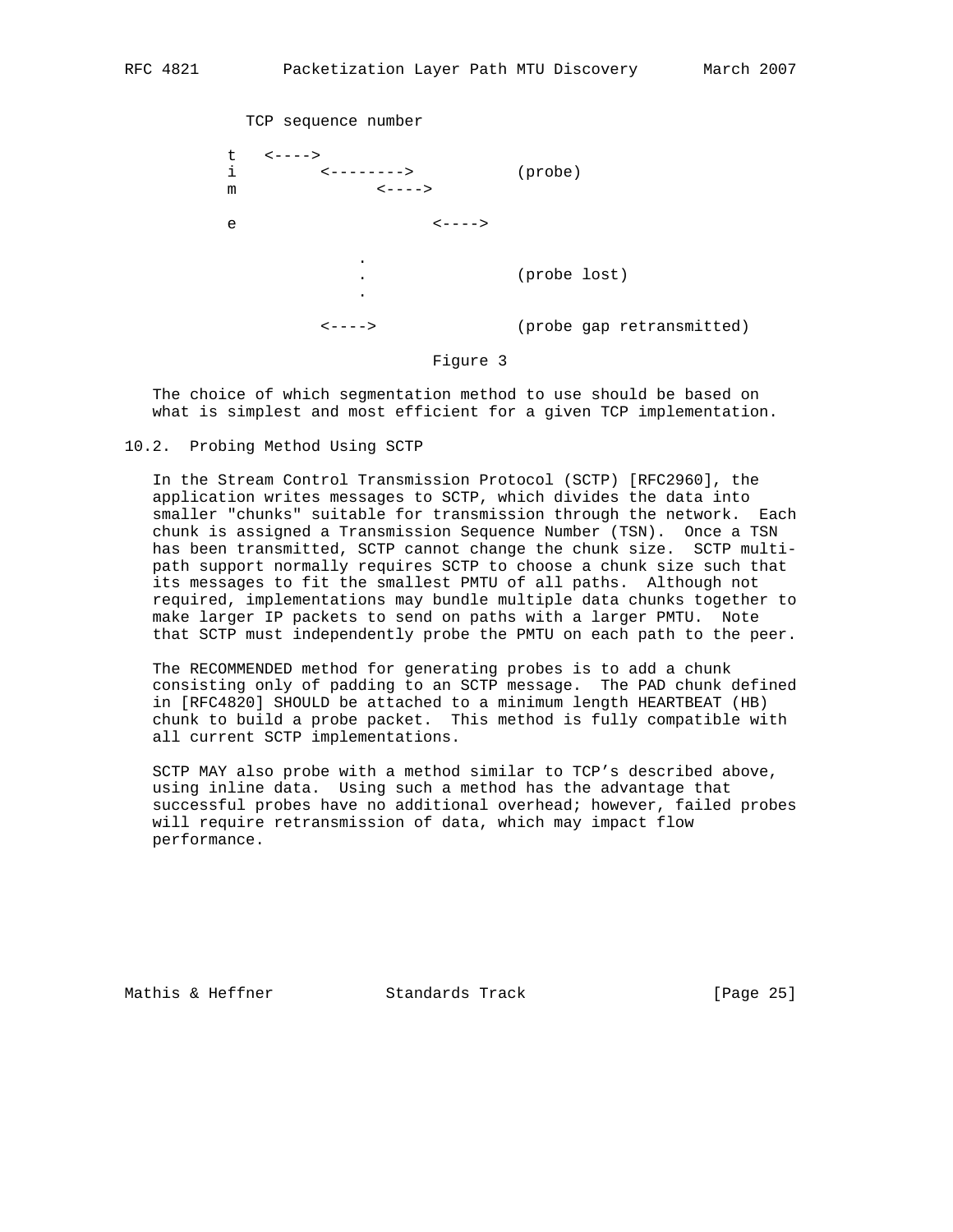```
           TCP sequence number

         t   <---->
         i         <-------->          (probe)
         m              <---->

         e                     <---->

                      .
                      .                (probe lost)
                      .

                   <---->              (probe gap retransmitted)
```

Figure 3

The choice of which segmentation method to use should be based on what is simplest and most efficient for a given TCP implementation.

### 10.2. Probing Method Using SCTP

In the Stream Control Transmission Protocol (SCTP) [RFC2960], the application writes messages to SCTP, which divides the data into smaller "chunks" suitable for transmission through the network. Each chunk is assigned a Transmission Sequence Number (TSN). Once a TSN has been transmitted, SCTP cannot change the chunk size. SCTP multi-path support normally requires SCTP to choose a chunk size such that its messages to fit the smallest PMTU of all paths. Although not required, implementations may bundle multiple data chunks together to make larger IP packets to send on paths with a larger PMTU. Note that SCTP must independently probe the PMTU on each path to the peer.

The RECOMMENDED method for generating probes is to add a chunk consisting only of padding to an SCTP message. The PAD chunk defined in [RFC4820] SHOULD be attached to a minimum length HEARTBEAT (HB) chunk to build a probe packet. This method is fully compatible with all current SCTP implementations.

SCTP MAY also probe with a method similar to TCP's described above, using inline data. Using such a method has the advantage that successful probes have no additional overhead; however, failed probes will require retransmission of data, which may impact flow performance.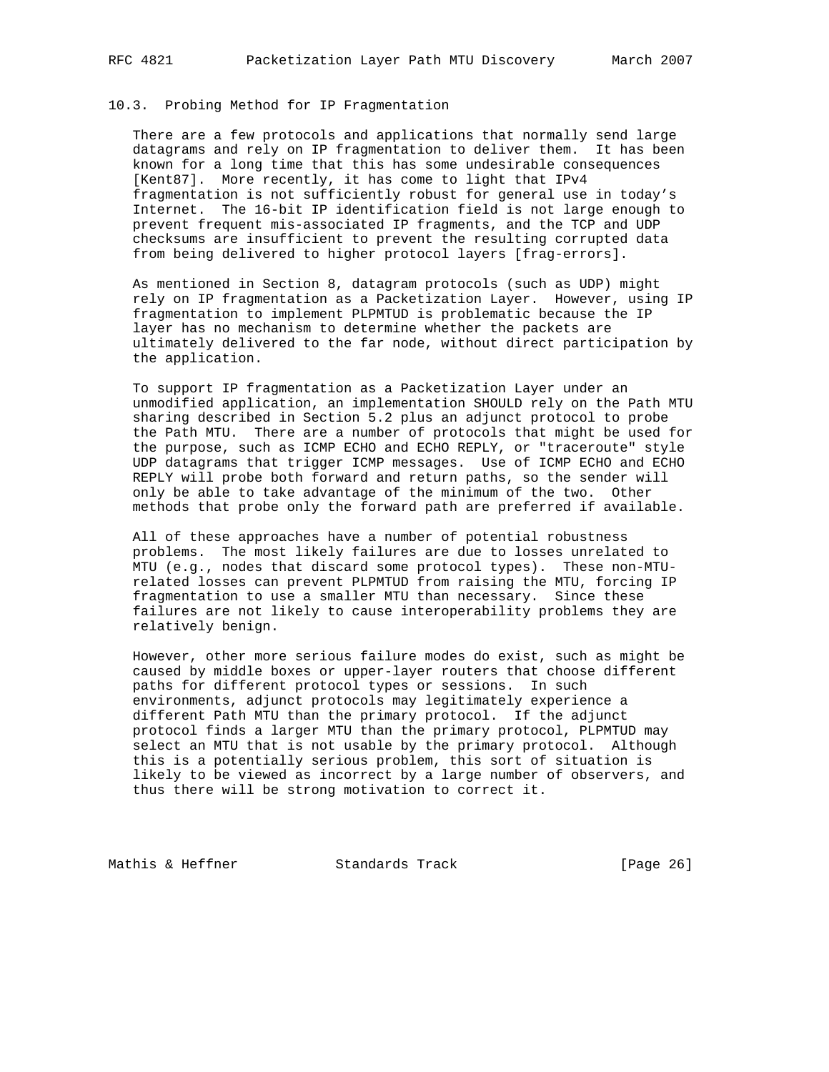### 10.3. Probing Method for IP Fragmentation

There are a few protocols and applications that normally send large datagrams and rely on IP fragmentation to deliver them. It has been known for a long time that this has some undesirable consequences [Kent87]. More recently, it has come to light that IPv4 fragmentation is not sufficiently robust for general use in today's Internet. The 16-bit IP identification field is not large enough to prevent frequent mis-associated IP fragments, and the TCP and UDP checksums are insufficient to prevent the resulting corrupted data from being delivered to higher protocol layers [frag-errors].

As mentioned in Section 8, datagram protocols (such as UDP) might rely on IP fragmentation as a Packetization Layer. However, using IP fragmentation to implement PLPMTUD is problematic because the IP layer has no mechanism to determine whether the packets are ultimately delivered to the far node, without direct participation by the application.

To support IP fragmentation as a Packetization Layer under an unmodified application, an implementation SHOULD rely on the Path MTU sharing described in Section 5.2 plus an adjunct protocol to probe the Path MTU. There are a number of protocols that might be used for the purpose, such as ICMP ECHO and ECHO REPLY, or "traceroute" style UDP datagrams that trigger ICMP messages. Use of ICMP ECHO and ECHO REPLY will probe both forward and return paths, so the sender will only be able to take advantage of the minimum of the two. Other methods that probe only the forward path are preferred if available.

All of these approaches have a number of potential robustness problems. The most likely failures are due to losses unrelated to MTU (e.g., nodes that discard some protocol types). These non-MTU-related losses can prevent PLPMTUD from raising the MTU, forcing IP fragmentation to use a smaller MTU than necessary. Since these failures are not likely to cause interoperability problems they are relatively benign.

However, other more serious failure modes do exist, such as might be caused by middle boxes or upper-layer routers that choose different paths for different protocol types or sessions. In such environments, adjunct protocols may legitimately experience a different Path MTU than the primary protocol. If the adjunct protocol finds a larger MTU than the primary protocol, PLPMTUD may select an MTU that is not usable by the primary protocol. Although this is a potentially serious problem, this sort of situation is likely to be viewed as incorrect by a large number of observers, and thus there will be strong motivation to correct it.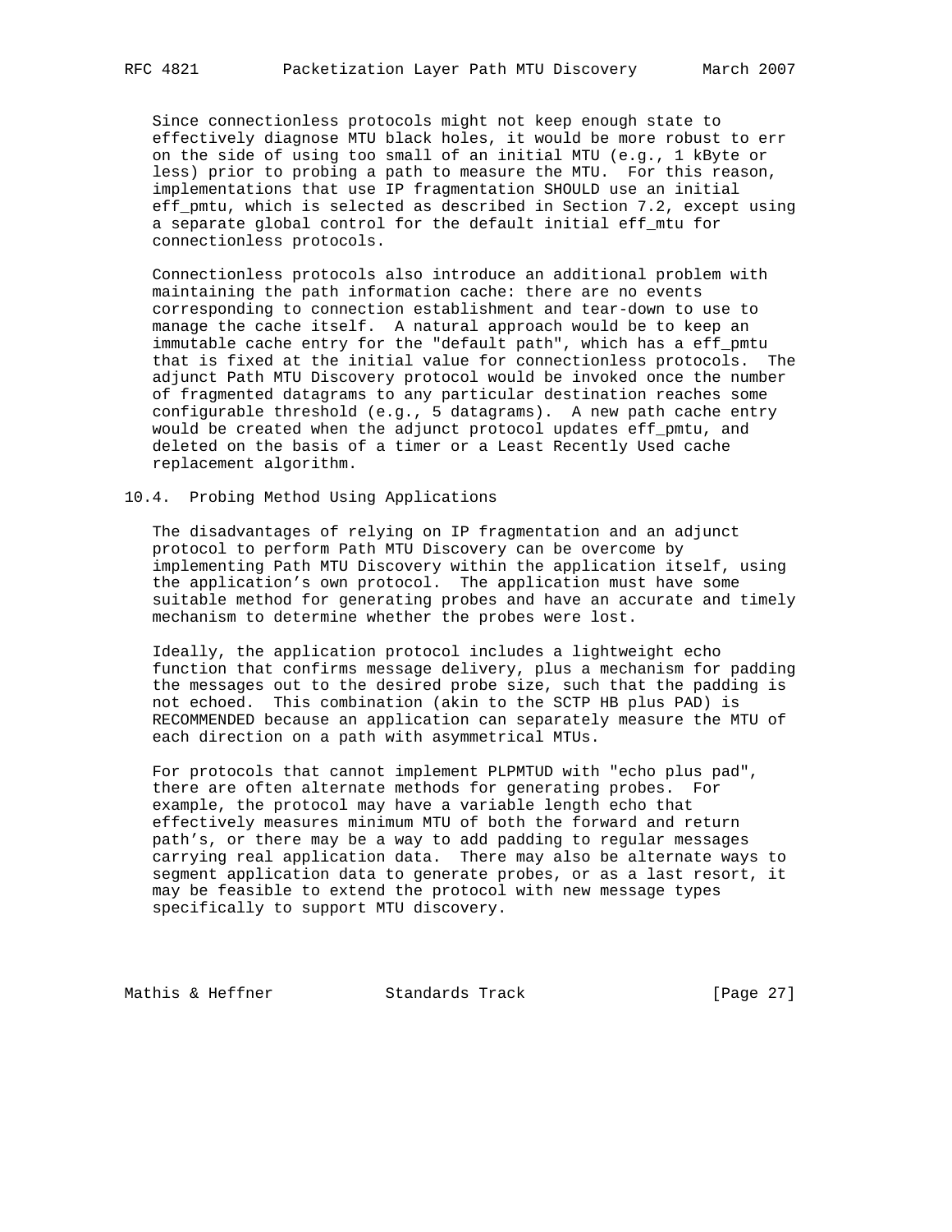Since connectionless protocols might not keep enough state to effectively diagnose MTU black holes, it would be more robust to err on the side of using too small of an initial MTU (e.g., 1 kByte or less) prior to probing a path to measure the MTU. For this reason, implementations that use IP fragmentation SHOULD use an initial eff_pmtu, which is selected as described in Section 7.2, except using a separate global control for the default initial eff_mtu for connectionless protocols.

Connectionless protocols also introduce an additional problem with maintaining the path information cache: there are no events corresponding to connection establishment and tear-down to use to manage the cache itself. A natural approach would be to keep an immutable cache entry for the "default path", which has a eff_pmtu that is fixed at the initial value for connectionless protocols. The adjunct Path MTU Discovery protocol would be invoked once the number of fragmented datagrams to any particular destination reaches some configurable threshold (e.g., 5 datagrams). A new path cache entry would be created when the adjunct protocol updates eff_pmtu, and deleted on the basis of a timer or a Least Recently Used cache replacement algorithm.

## 10.4. Probing Method Using Applications

The disadvantages of relying on IP fragmentation and an adjunct protocol to perform Path MTU Discovery can be overcome by implementing Path MTU Discovery within the application itself, using the application's own protocol. The application must have some suitable method for generating probes and have an accurate and timely mechanism to determine whether the probes were lost.

Ideally, the application protocol includes a lightweight echo function that confirms message delivery, plus a mechanism for padding the messages out to the desired probe size, such that the padding is not echoed. This combination (akin to the SCTP HB plus PAD) is RECOMMENDED because an application can separately measure the MTU of each direction on a path with asymmetrical MTUs.

For protocols that cannot implement PLPMTUD with "echo plus pad", there are often alternate methods for generating probes. For example, the protocol may have a variable length echo that effectively measures minimum MTU of both the forward and return path's, or there may be a way to add padding to regular messages carrying real application data. There may also be alternate ways to segment application data to generate probes, or as a last resort, it may be feasible to extend the protocol with new message types specifically to support MTU discovery.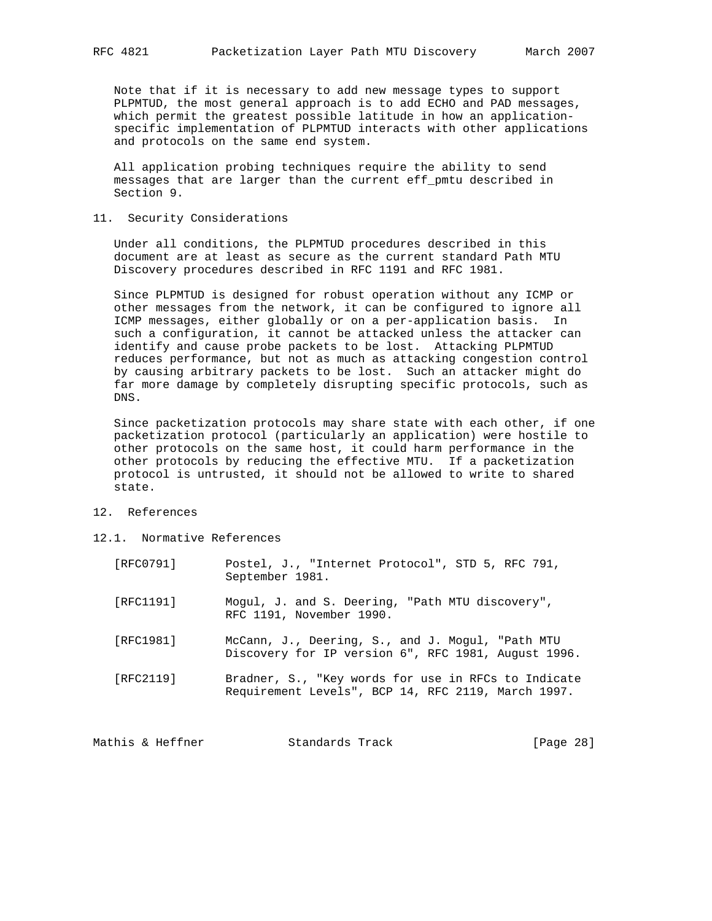Note that if it is necessary to add new message types to support PLPMTUD, the most general approach is to add ECHO and PAD messages, which permit the greatest possible latitude in how an application-specific implementation of PLPMTUD interacts with other applications and protocols on the same end system.

All application probing techniques require the ability to send messages that are larger than the current eff_pmtu described in Section 9.

## 11. Security Considerations

Under all conditions, the PLPMTUD procedures described in this document are at least as secure as the current standard Path MTU Discovery procedures described in RFC 1191 and RFC 1981.

Since PLPMTUD is designed for robust operation without any ICMP or other messages from the network, it can be configured to ignore all ICMP messages, either globally or on a per-application basis. In such a configuration, it cannot be attacked unless the attacker can identify and cause probe packets to be lost. Attacking PLPMTUD reduces performance, but not as much as attacking congestion control by causing arbitrary packets to be lost. Such an attacker might do far more damage by completely disrupting specific protocols, such as DNS.

Since packetization protocols may share state with each other, if one packetization protocol (particularly an application) were hostile to other protocols on the same host, it could harm performance in the other protocols by reducing the effective MTU. If a packetization protocol is untrusted, it should not be allowed to write to shared state.

## 12. References

### 12.1. Normative References

[RFC0791] Postel, J., "Internet Protocol", STD 5, RFC 791, September 1981.

[RFC1191] Mogul, J. and S. Deering, "Path MTU discovery", RFC 1191, November 1990.

[RFC1981] McCann, J., Deering, S., and J. Mogul, "Path MTU Discovery for IP version 6", RFC 1981, August 1996.

[RFC2119] Bradner, S., "Key words for use in RFCs to Indicate Requirement Levels", BCP 14, RFC 2119, March 1997.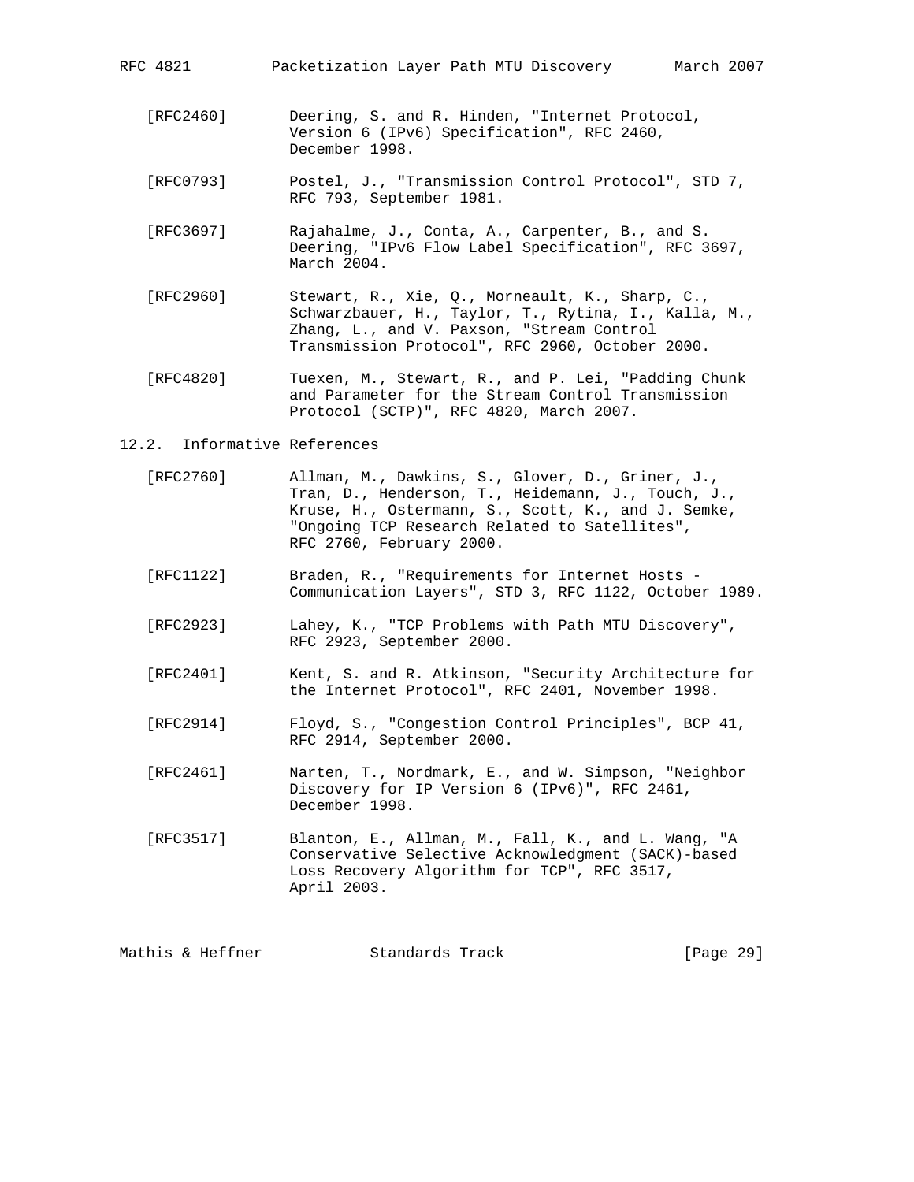[RFC2460] Deering, S. and R. Hinden, "Internet Protocol, Version 6 (IPv6) Specification", RFC 2460, December 1998.

[RFC0793] Postel, J., "Transmission Control Protocol", STD 7, RFC 793, September 1981.

[RFC3697] Rajahalme, J., Conta, A., Carpenter, B., and S. Deering, "IPv6 Flow Label Specification", RFC 3697, March 2004.

[RFC2960] Stewart, R., Xie, Q., Morneault, K., Sharp, C., Schwarzbauer, H., Taylor, T., Rytina, I., Kalla, M., Zhang, L., and V. Paxson, "Stream Control Transmission Protocol", RFC 2960, October 2000.

[RFC4820] Tuexen, M., Stewart, R., and P. Lei, "Padding Chunk and Parameter for the Stream Control Transmission Protocol (SCTP)", RFC 4820, March 2007.

### 12.2. Informative References

[RFC2760] Allman, M., Dawkins, S., Glover, D., Griner, J., Tran, D., Henderson, T., Heidemann, J., Touch, J., Kruse, H., Ostermann, S., Scott, K., and J. Semke, "Ongoing TCP Research Related to Satellites", RFC 2760, February 2000.

[RFC1122] Braden, R., "Requirements for Internet Hosts - Communication Layers", STD 3, RFC 1122, October 1989.

[RFC2923] Lahey, K., "TCP Problems with Path MTU Discovery", RFC 2923, September 2000.

[RFC2401] Kent, S. and R. Atkinson, "Security Architecture for the Internet Protocol", RFC 2401, November 1998.

[RFC2914] Floyd, S., "Congestion Control Principles", BCP 41, RFC 2914, September 2000.

[RFC2461] Narten, T., Nordmark, E., and W. Simpson, "Neighbor Discovery for IP Version 6 (IPv6)", RFC 2461, December 1998.

[RFC3517] Blanton, E., Allman, M., Fall, K., and L. Wang, "A Conservative Selective Acknowledgment (SACK)-based Loss Recovery Algorithm for TCP", RFC 3517, April 2003.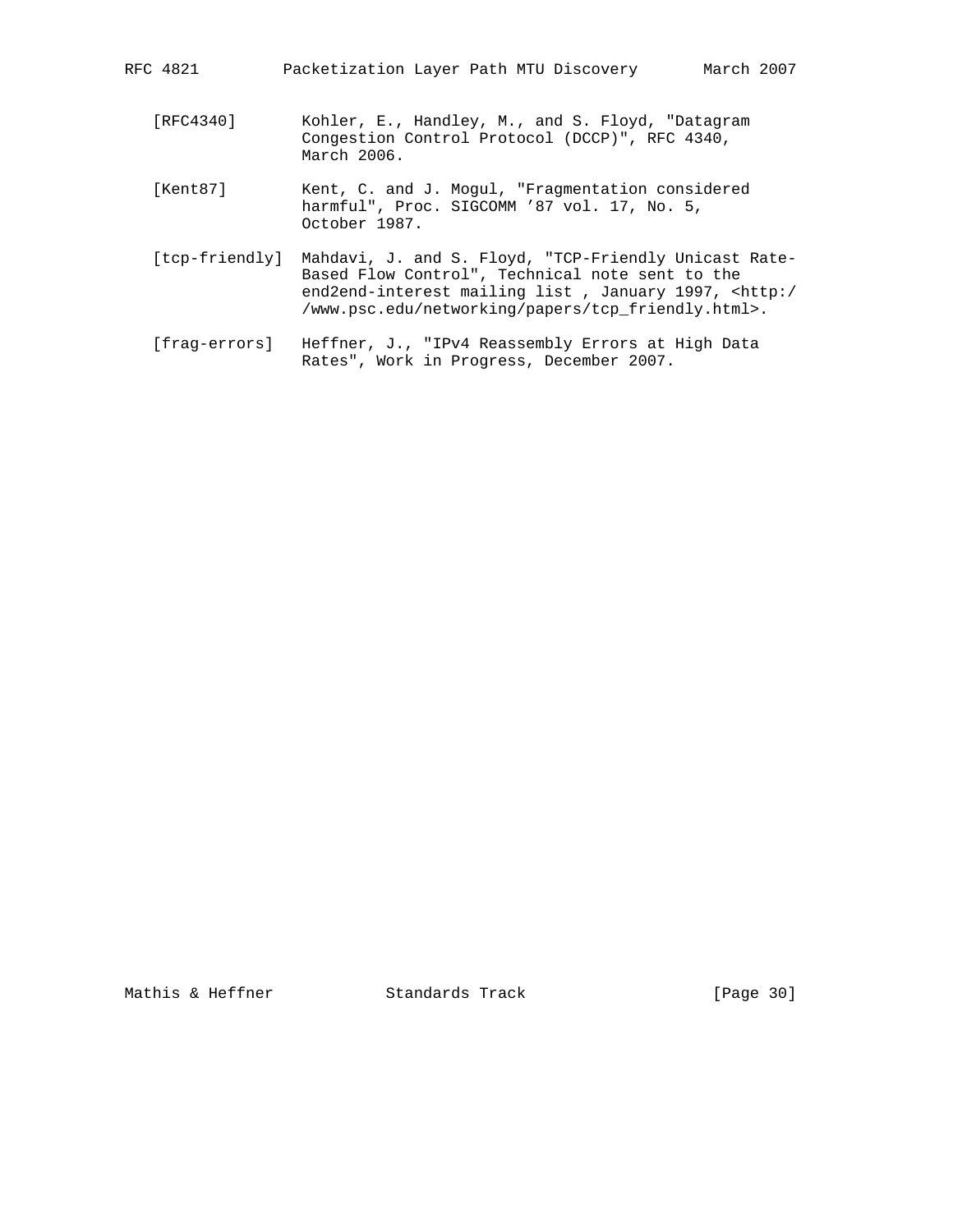[RFC4340] Kohler, E., Handley, M., and S. Floyd, "Datagram Congestion Control Protocol (DCCP)", RFC 4340, March 2006.

[Kent87] Kent, C. and J. Mogul, "Fragmentation considered harmful", Proc. SIGCOMM '87 vol. 17, No. 5, October 1987.

[tcp-friendly] Mahdavi, J. and S. Floyd, "TCP-Friendly Unicast Rate-Based Flow Control", Technical note sent to the end2end-interest mailing list , January 1997, <http://www.psc.edu/networking/papers/tcp_friendly.html>.

[frag-errors] Heffner, J., "IPv4 Reassembly Errors at High Data Rates", Work in Progress, December 2007.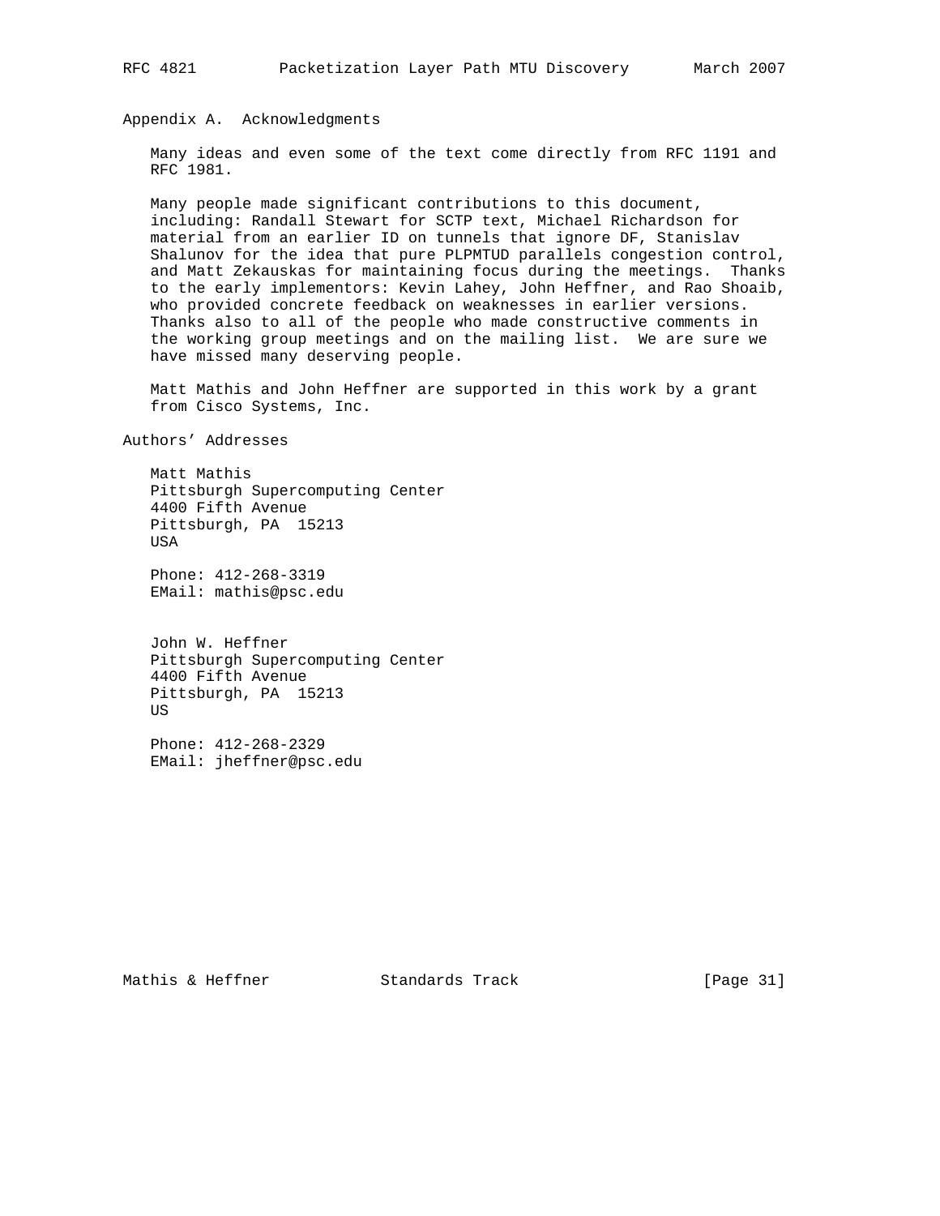## Appendix A. Acknowledgments

Many ideas and even some of the text come directly from RFC 1191 and RFC 1981.

Many people made significant contributions to this document, including: Randall Stewart for SCTP text, Michael Richardson for material from an earlier ID on tunnels that ignore DF, Stanislav Shalunov for the idea that pure PLPMTUD parallels congestion control, and Matt Zekauskas for maintaining focus during the meetings. Thanks to the early implementors: Kevin Lahey, John Heffner, and Rao Shoaib, who provided concrete feedback on weaknesses in earlier versions. Thanks also to all of the people who made constructive comments in the working group meetings and on the mailing list. We are sure we have missed many deserving people.

Matt Mathis and John Heffner are supported in this work by a grant from Cisco Systems, Inc.

## Authors' Addresses

Matt Mathis
Pittsburgh Supercomputing Center
4400 Fifth Avenue
Pittsburgh, PA 15213
USA

Phone: 412-268-3319
EMail: mathis@psc.edu

John W. Heffner
Pittsburgh Supercomputing Center
4400 Fifth Avenue
Pittsburgh, PA 15213
US

Phone: 412-268-2329
EMail: jheffner@psc.edu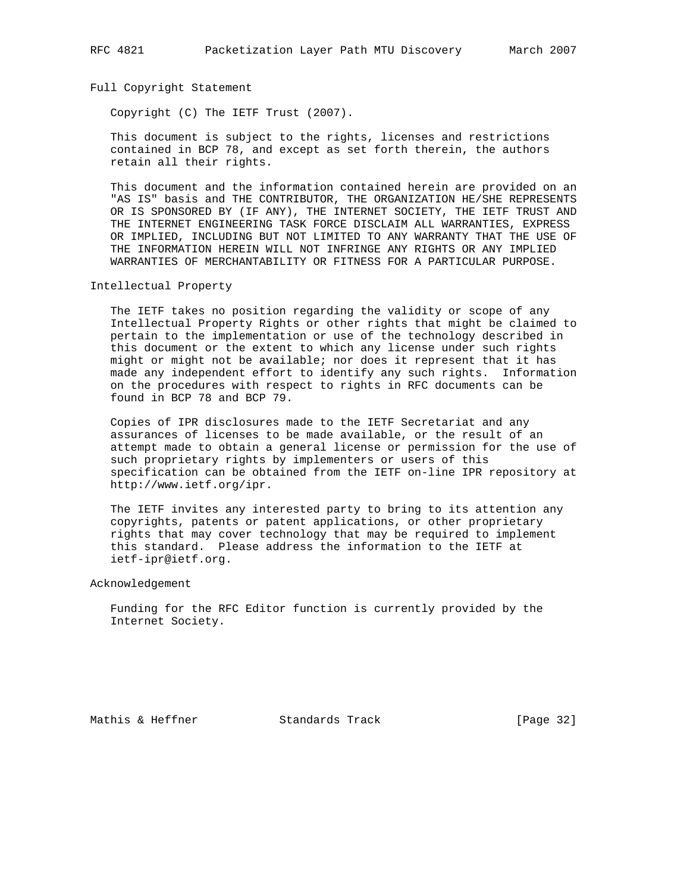## Full Copyright Statement

Copyright (C) The IETF Trust (2007).

This document is subject to the rights, licenses and restrictions contained in BCP 78, and except as set forth therein, the authors retain all their rights.

This document and the information contained herein are provided on an "AS IS" basis and THE CONTRIBUTOR, THE ORGANIZATION HE/SHE REPRESENTS OR IS SPONSORED BY (IF ANY), THE INTERNET SOCIETY, THE IETF TRUST AND THE INTERNET ENGINEERING TASK FORCE DISCLAIM ALL WARRANTIES, EXPRESS OR IMPLIED, INCLUDING BUT NOT LIMITED TO ANY WARRANTY THAT THE USE OF THE INFORMATION HEREIN WILL NOT INFRINGE ANY RIGHTS OR ANY IMPLIED WARRANTIES OF MERCHANTABILITY OR FITNESS FOR A PARTICULAR PURPOSE.

## Intellectual Property

The IETF takes no position regarding the validity or scope of any Intellectual Property Rights or other rights that might be claimed to pertain to the implementation or use of the technology described in this document or the extent to which any license under such rights might or might not be available; nor does it represent that it has made any independent effort to identify any such rights. Information on the procedures with respect to rights in RFC documents can be found in BCP 78 and BCP 79.

Copies of IPR disclosures made to the IETF Secretariat and any assurances of licenses to be made available, or the result of an attempt made to obtain a general license or permission for the use of such proprietary rights by implementers or users of this specification can be obtained from the IETF on-line IPR repository at http://www.ietf.org/ipr.

The IETF invites any interested party to bring to its attention any copyrights, patents or patent applications, or other proprietary rights that may cover technology that may be required to implement this standard. Please address the information to the IETF at ietf-ipr@ietf.org.

## Acknowledgement

Funding for the RFC Editor function is currently provided by the Internet Society.